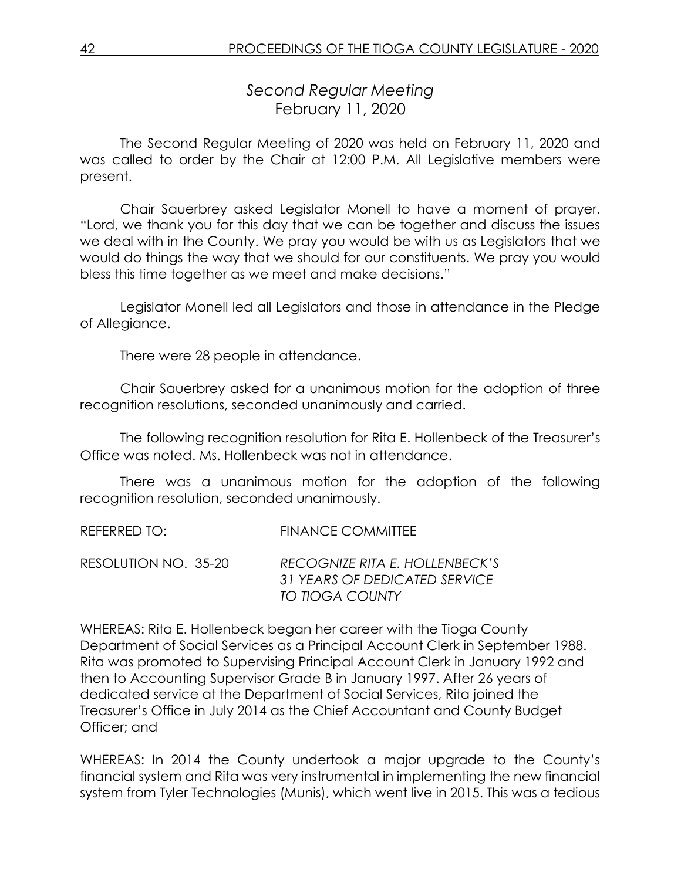# *Second Regular Meeting*
## February 11, 2020

The Second Regular Meeting of 2020 was held on February 11, 2020 and was called to order by the Chair at 12:00 P.M. All Legislative members were present.

Chair Sauerbrey asked Legislator Monell to have a moment of prayer. "Lord, we thank you for this day that we can be together and discuss the issues we deal with in the County. We pray you would be with us as Legislators that we would do things the way that we should for our constituents. We pray you would bless this time together as we meet and make decisions."

Legislator Monell led all Legislators and those in attendance in the Pledge of Allegiance.

There were 28 people in attendance.

Chair Sauerbrey asked for a unanimous motion for the adoption of three recognition resolutions, seconded unanimously and carried.

The following recognition resolution for Rita E. Hollenbeck of the Treasurer's Office was noted. Ms. Hollenbeck was not in attendance.

There was a unanimous motion for the adoption of the following recognition resolution, seconded unanimously.

REFERRED TO: FINANCE COMMITTEE

RESOLUTION NO. 35-20 *RECOGNIZE RITA E. HOLLENBECK'S 31 YEARS OF DEDICATED SERVICE TO TIOGA COUNTY*

WHEREAS: Rita E. Hollenbeck began her career with the Tioga County Department of Social Services as a Principal Account Clerk in September 1988. Rita was promoted to Supervising Principal Account Clerk in January 1992 and then to Accounting Supervisor Grade B in January 1997. After 26 years of dedicated service at the Department of Social Services, Rita joined the Treasurer's Office in July 2014 as the Chief Accountant and County Budget Officer; and

WHEREAS: In 2014 the County undertook a major upgrade to the County's financial system and Rita was very instrumental in implementing the new financial system from Tyler Technologies (Munis), which went live in 2015. This was a tedious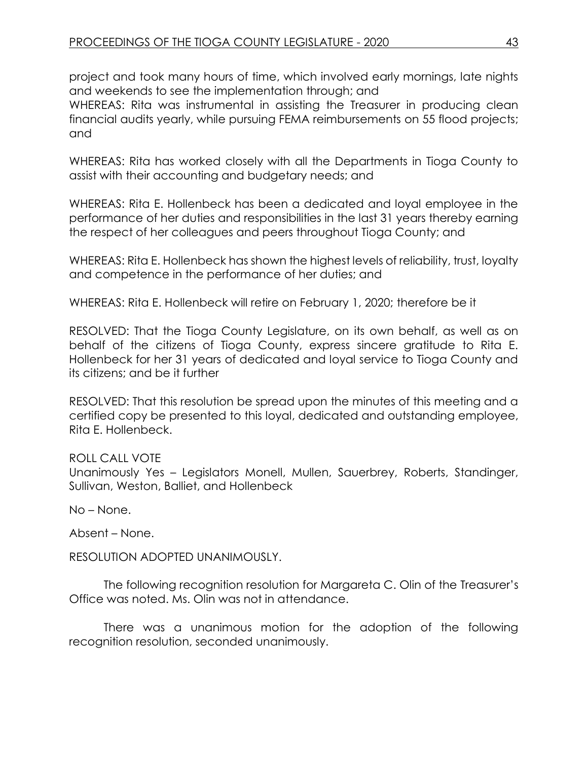project and took many hours of time, which involved early mornings, late nights and weekends to see the implementation through; and

WHEREAS: Rita was instrumental in assisting the Treasurer in producing clean financial audits yearly, while pursuing FEMA reimbursements on 55 flood projects; and

WHEREAS: Rita has worked closely with all the Departments in Tioga County to assist with their accounting and budgetary needs; and

WHEREAS: Rita E. Hollenbeck has been a dedicated and loyal employee in the performance of her duties and responsibilities in the last 31 years thereby earning the respect of her colleagues and peers throughout Tioga County; and

WHEREAS: Rita E. Hollenbeck has shown the highest levels of reliability, trust, loyalty and competence in the performance of her duties; and

WHEREAS: Rita E. Hollenbeck will retire on February 1, 2020; therefore be it

RESOLVED: That the Tioga County Legislature, on its own behalf, as well as on behalf of the citizens of Tioga County, express sincere gratitude to Rita E. Hollenbeck for her 31 years of dedicated and loyal service to Tioga County and its citizens; and be it further

RESOLVED: That this resolution be spread upon the minutes of this meeting and a certified copy be presented to this loyal, dedicated and outstanding employee, Rita E. Hollenbeck.

ROLL CALL VOTE
Unanimously Yes – Legislators Monell, Mullen, Sauerbrey, Roberts, Standinger, Sullivan, Weston, Balliet, and Hollenbeck

No – None.

Absent – None.

RESOLUTION ADOPTED UNANIMOUSLY.

The following recognition resolution for Margareta C. Olin of the Treasurer's Office was noted. Ms. Olin was not in attendance.

There was a unanimous motion for the adoption of the following recognition resolution, seconded unanimously.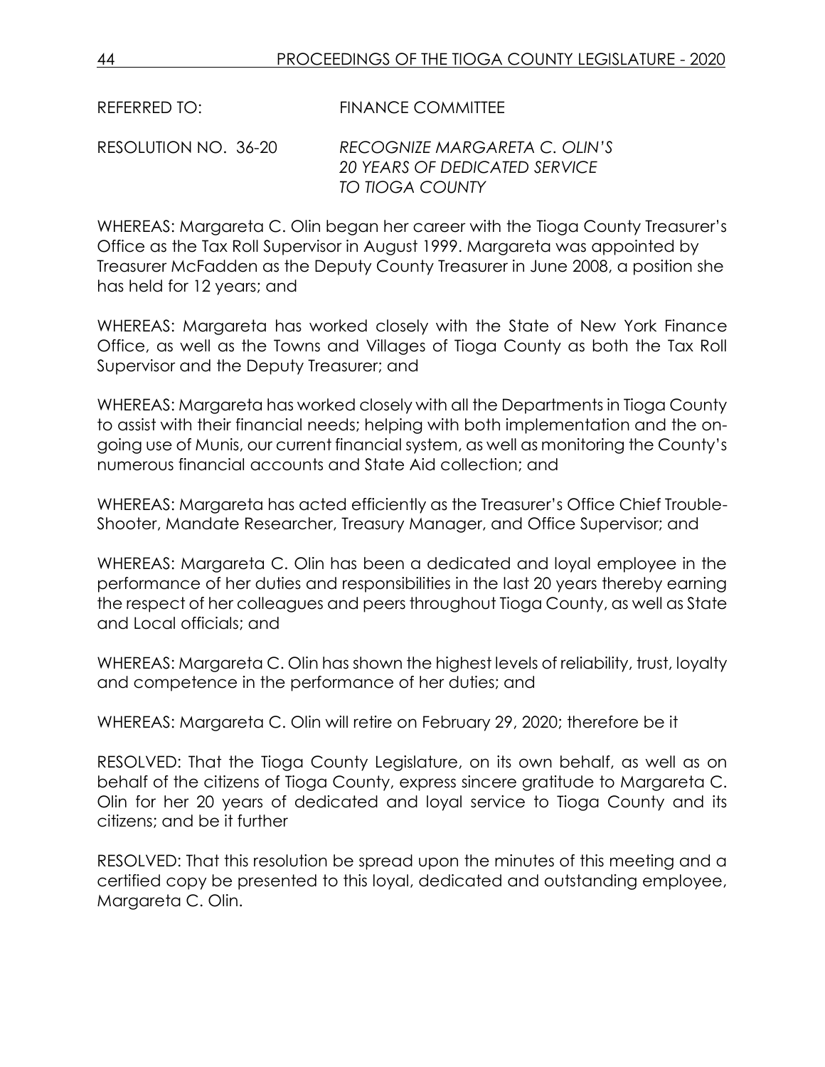REFERRED TO: FINANCE COMMITTEE

RESOLUTION NO. 36-20 *RECOGNIZE MARGARETA C. OLIN'S 20 YEARS OF DEDICATED SERVICE TO TIOGA COUNTY*

WHEREAS: Margareta C. Olin began her career with the Tioga County Treasurer's Office as the Tax Roll Supervisor in August 1999. Margareta was appointed by Treasurer McFadden as the Deputy County Treasurer in June 2008, a position she has held for 12 years; and

WHEREAS: Margareta has worked closely with the State of New York Finance Office, as well as the Towns and Villages of Tioga County as both the Tax Roll Supervisor and the Deputy Treasurer; and

WHEREAS: Margareta has worked closely with all the Departments in Tioga County to assist with their financial needs; helping with both implementation and the on-going use of Munis, our current financial system, as well as monitoring the County's numerous financial accounts and State Aid collection; and

WHEREAS: Margareta has acted efficiently as the Treasurer's Office Chief Trouble-Shooter, Mandate Researcher, Treasury Manager, and Office Supervisor; and

WHEREAS: Margareta C. Olin has been a dedicated and loyal employee in the performance of her duties and responsibilities in the last 20 years thereby earning the respect of her colleagues and peers throughout Tioga County, as well as State and Local officials; and

WHEREAS: Margareta C. Olin has shown the highest levels of reliability, trust, loyalty and competence in the performance of her duties; and

WHEREAS: Margareta C. Olin will retire on February 29, 2020; therefore be it

RESOLVED: That the Tioga County Legislature, on its own behalf, as well as on behalf of the citizens of Tioga County, express sincere gratitude to Margareta C. Olin for her 20 years of dedicated and loyal service to Tioga County and its citizens; and be it further

RESOLVED: That this resolution be spread upon the minutes of this meeting and a certified copy be presented to this loyal, dedicated and outstanding employee, Margareta C. Olin.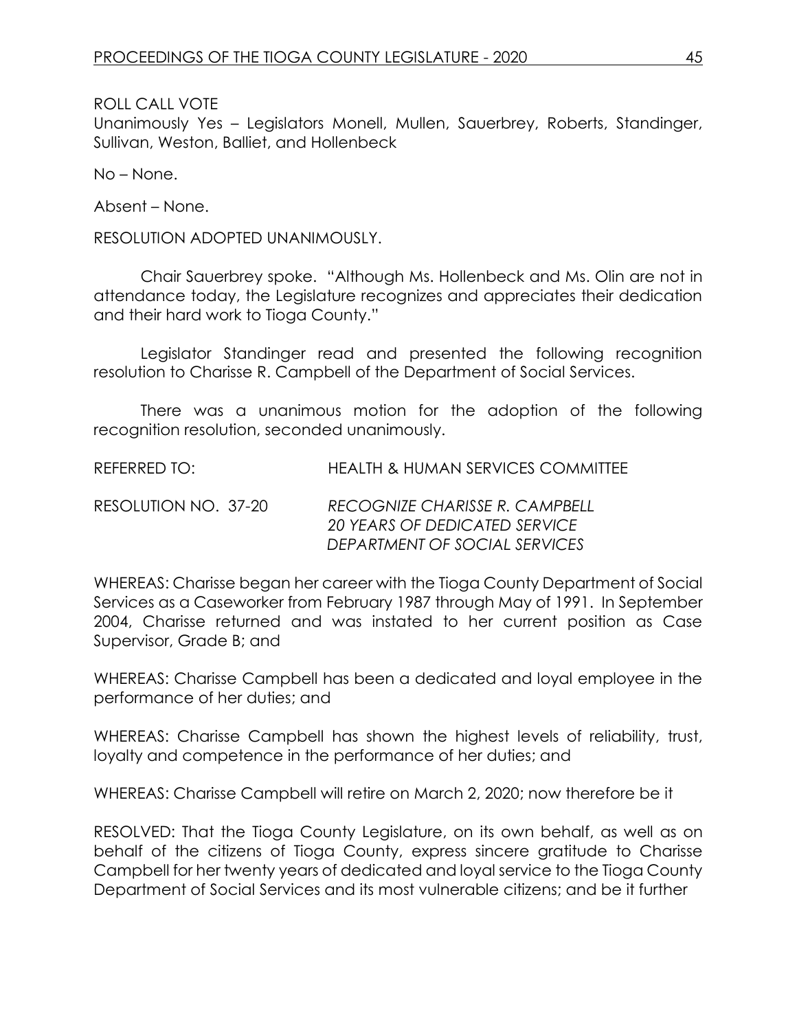ROLL CALL VOTE
Unanimously Yes – Legislators Monell, Mullen, Sauerbrey, Roberts, Standinger, Sullivan, Weston, Balliet, and Hollenbeck

No – None.

Absent – None.

RESOLUTION ADOPTED UNANIMOUSLY.

Chair Sauerbrey spoke. "Although Ms. Hollenbeck and Ms. Olin are not in attendance today, the Legislature recognizes and appreciates their dedication and their hard work to Tioga County."

Legislator Standinger read and presented the following recognition resolution to Charisse R. Campbell of the Department of Social Services.

There was a unanimous motion for the adoption of the following recognition resolution, seconded unanimously.

REFERRED TO: HEALTH & HUMAN SERVICES COMMITTEE

RESOLUTION NO. 37-20 *RECOGNIZE CHARISSE R. CAMPBELL*
*20 YEARS OF DEDICATED SERVICE*
*DEPARTMENT OF SOCIAL SERVICES*

WHEREAS: Charisse began her career with the Tioga County Department of Social Services as a Caseworker from February 1987 through May of 1991. In September 2004, Charisse returned and was instated to her current position as Case Supervisor, Grade B; and

WHEREAS: Charisse Campbell has been a dedicated and loyal employee in the performance of her duties; and

WHEREAS: Charisse Campbell has shown the highest levels of reliability, trust, loyalty and competence in the performance of her duties; and

WHEREAS: Charisse Campbell will retire on March 2, 2020; now therefore be it

RESOLVED: That the Tioga County Legislature, on its own behalf, as well as on behalf of the citizens of Tioga County, express sincere gratitude to Charisse Campbell for her twenty years of dedicated and loyal service to the Tioga County Department of Social Services and its most vulnerable citizens; and be it further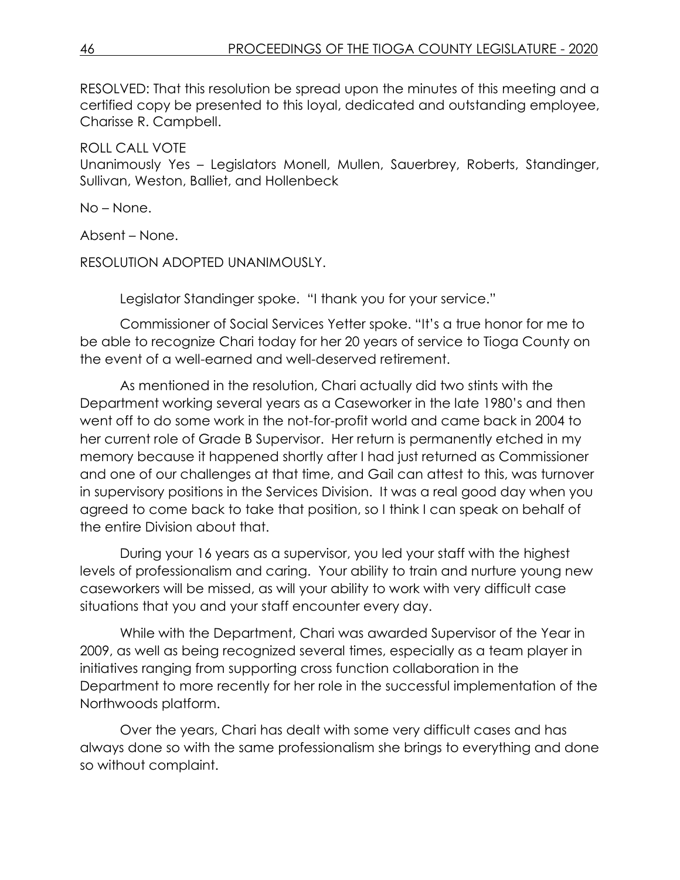RESOLVED: That this resolution be spread upon the minutes of this meeting and a certified copy be presented to this loyal, dedicated and outstanding employee, Charisse R. Campbell.

ROLL CALL VOTE
Unanimously Yes – Legislators Monell, Mullen, Sauerbrey, Roberts, Standinger, Sullivan, Weston, Balliet, and Hollenbeck

No – None.

Absent – None.

RESOLUTION ADOPTED UNANIMOUSLY.

Legislator Standinger spoke. "I thank you for your service."

Commissioner of Social Services Yetter spoke. "It's a true honor for me to be able to recognize Chari today for her 20 years of service to Tioga County on the event of a well-earned and well-deserved retirement.

As mentioned in the resolution, Chari actually did two stints with the Department working several years as a Caseworker in the late 1980's and then went off to do some work in the not-for-profit world and came back in 2004 to her current role of Grade B Supervisor. Her return is permanently etched in my memory because it happened shortly after I had just returned as Commissioner and one of our challenges at that time, and Gail can attest to this, was turnover in supervisory positions in the Services Division. It was a real good day when you agreed to come back to take that position, so I think I can speak on behalf of the entire Division about that.

During your 16 years as a supervisor, you led your staff with the highest levels of professionalism and caring. Your ability to train and nurture young new caseworkers will be missed, as will your ability to work with very difficult case situations that you and your staff encounter every day.

While with the Department, Chari was awarded Supervisor of the Year in 2009, as well as being recognized several times, especially as a team player in initiatives ranging from supporting cross function collaboration in the Department to more recently for her role in the successful implementation of the Northwoods platform.

Over the years, Chari has dealt with some very difficult cases and has always done so with the same professionalism she brings to everything and done so without complaint.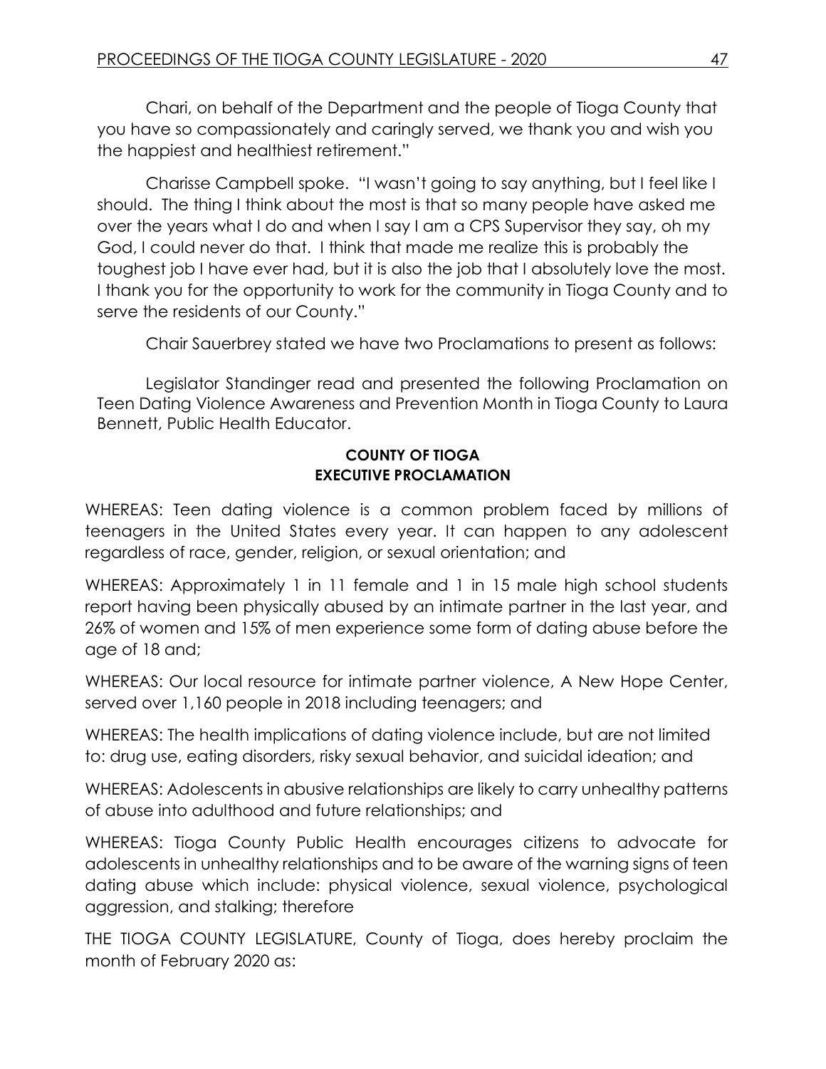Chari, on behalf of the Department and the people of Tioga County that you have so compassionately and caringly served, we thank you and wish you the happiest and healthiest retirement."

Charisse Campbell spoke. "I wasn't going to say anything, but I feel like I should. The thing I think about the most is that so many people have asked me over the years what I do and when I say I am a CPS Supervisor they say, oh my God, I could never do that. I think that made me realize this is probably the toughest job I have ever had, but it is also the job that I absolutely love the most. I thank you for the opportunity to work for the community in Tioga County and to serve the residents of our County."

Chair Sauerbrey stated we have two Proclamations to present as follows:

Legislator Standinger read and presented the following Proclamation on Teen Dating Violence Awareness and Prevention Month in Tioga County to Laura Bennett, Public Health Educator.

**COUNTY OF TIOGA**
**EXECUTIVE PROCLAMATION**

WHEREAS: Teen dating violence is a common problem faced by millions of teenagers in the United States every year. It can happen to any adolescent regardless of race, gender, religion, or sexual orientation; and

WHEREAS: Approximately 1 in 11 female and 1 in 15 male high school students report having been physically abused by an intimate partner in the last year, and 26% of women and 15% of men experience some form of dating abuse before the age of 18 and;

WHEREAS: Our local resource for intimate partner violence, A New Hope Center, served over 1,160 people in 2018 including teenagers; and

WHEREAS: The health implications of dating violence include, but are not limited to: drug use, eating disorders, risky sexual behavior, and suicidal ideation; and

WHEREAS: Adolescents in abusive relationships are likely to carry unhealthy patterns of abuse into adulthood and future relationships; and

WHEREAS: Tioga County Public Health encourages citizens to advocate for adolescents in unhealthy relationships and to be aware of the warning signs of teen dating abuse which include: physical violence, sexual violence, psychological aggression, and stalking; therefore

THE TIOGA COUNTY LEGISLATURE, County of Tioga, does hereby proclaim the month of February 2020 as: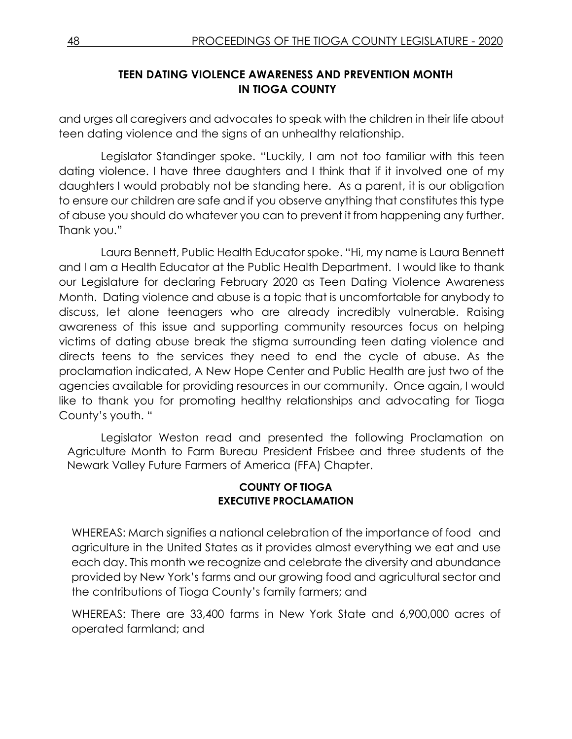**TEEN DATING VIOLENCE AWARENESS AND PREVENTION MONTH IN TIOGA COUNTY**

and urges all caregivers and advocates to speak with the children in their life about teen dating violence and the signs of an unhealthy relationship.

Legislator Standinger spoke. "Luckily, I am not too familiar with this teen dating violence. I have three daughters and I think that if it involved one of my daughters I would probably not be standing here. As a parent, it is our obligation to ensure our children are safe and if you observe anything that constitutes this type of abuse you should do whatever you can to prevent it from happening any further. Thank you."

Laura Bennett, Public Health Educator spoke. "Hi, my name is Laura Bennett and I am a Health Educator at the Public Health Department. I would like to thank our Legislature for declaring February 2020 as Teen Dating Violence Awareness Month. Dating violence and abuse is a topic that is uncomfortable for anybody to discuss, let alone teenagers who are already incredibly vulnerable. Raising awareness of this issue and supporting community resources focus on helping victims of dating abuse break the stigma surrounding teen dating violence and directs teens to the services they need to end the cycle of abuse. As the proclamation indicated, A New Hope Center and Public Health are just two of the agencies available for providing resources in our community. Once again, I would like to thank you for promoting healthy relationships and advocating for Tioga County's youth. "

Legislator Weston read and presented the following Proclamation on Agriculture Month to Farm Bureau President Frisbee and three students of the Newark Valley Future Farmers of America (FFA) Chapter.

**COUNTY OF TIOGA**
**EXECUTIVE PROCLAMATION**

WHEREAS: March signifies a national celebration of the importance of food and agriculture in the United States as it provides almost everything we eat and use each day. This month we recognize and celebrate the diversity and abundance provided by New York's farms and our growing food and agricultural sector and the contributions of Tioga County's family farmers; and

WHEREAS: There are 33,400 farms in New York State and 6,900,000 acres of operated farmland; and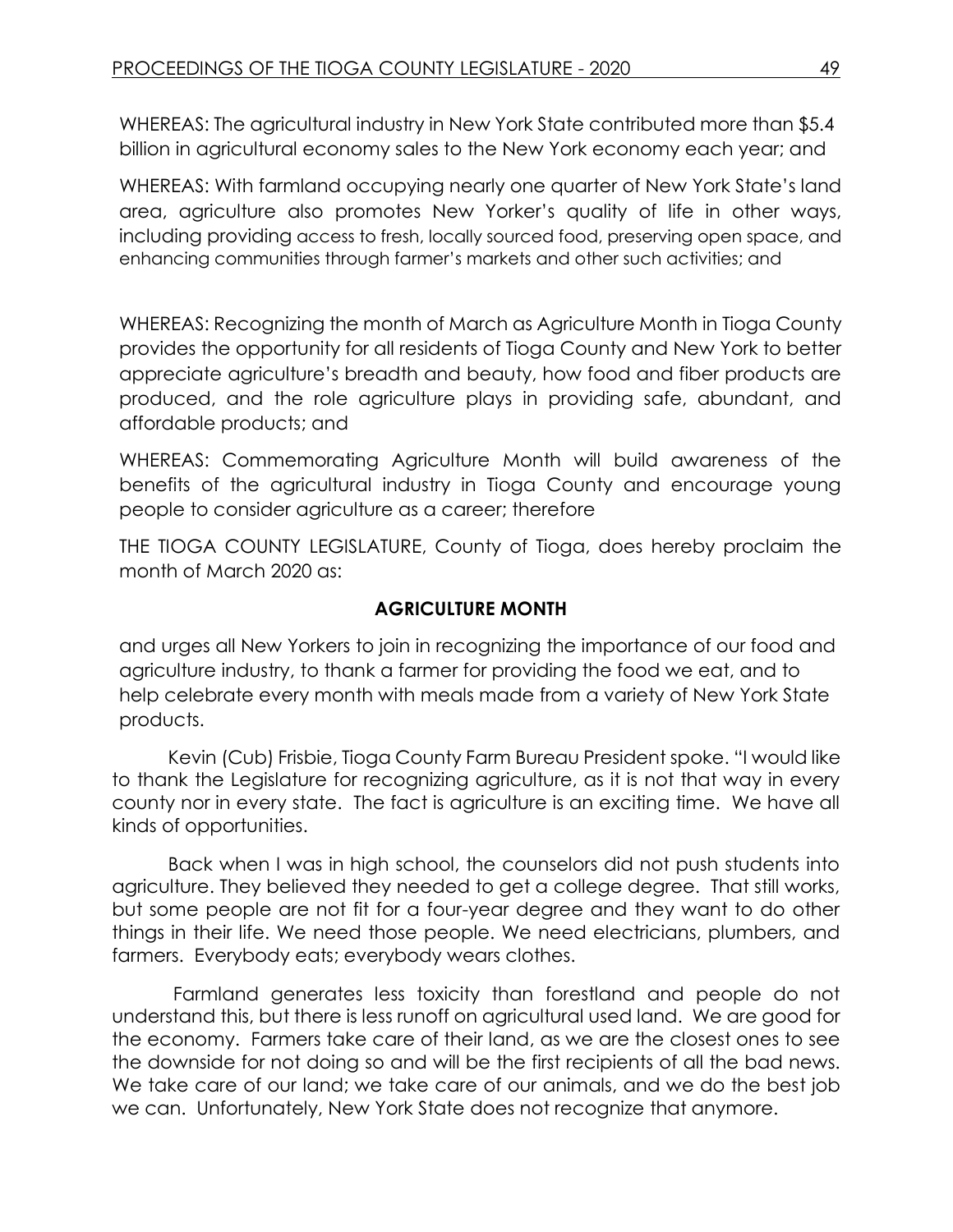WHEREAS: The agricultural industry in New York State contributed more than $5.4 billion in agricultural economy sales to the New York economy each year; and

WHEREAS: With farmland occupying nearly one quarter of New York State's land area, agriculture also promotes New Yorker's quality of life in other ways, including providing access to fresh, locally sourced food, preserving open space, and enhancing communities through farmer's markets and other such activities; and

WHEREAS: Recognizing the month of March as Agriculture Month in Tioga County provides the opportunity for all residents of Tioga County and New York to better appreciate agriculture's breadth and beauty, how food and fiber products are produced, and the role agriculture plays in providing safe, abundant, and affordable products; and

WHEREAS: Commemorating Agriculture Month will build awareness of the benefits of the agricultural industry in Tioga County and encourage young people to consider agriculture as a career; therefore

THE TIOGA COUNTY LEGISLATURE, County of Tioga, does hereby proclaim the month of March 2020 as:

**AGRICULTURE MONTH**

and urges all New Yorkers to join in recognizing the importance of our food and agriculture industry, to thank a farmer for providing the food we eat, and to help celebrate every month with meals made from a variety of New York State products.

Kevin (Cub) Frisbie, Tioga County Farm Bureau President spoke. "I would like to thank the Legislature for recognizing agriculture, as it is not that way in every county nor in every state. The fact is agriculture is an exciting time. We have all kinds of opportunities.

Back when I was in high school, the counselors did not push students into agriculture. They believed they needed to get a college degree. That still works, but some people are not fit for a four-year degree and they want to do other things in their life. We need those people. We need electricians, plumbers, and farmers. Everybody eats; everybody wears clothes.

Farmland generates less toxicity than forestland and people do not understand this, but there is less runoff on agricultural used land. We are good for the economy. Farmers take care of their land, as we are the closest ones to see the downside for not doing so and will be the first recipients of all the bad news. We take care of our land; we take care of our animals, and we do the best job we can. Unfortunately, New York State does not recognize that anymore.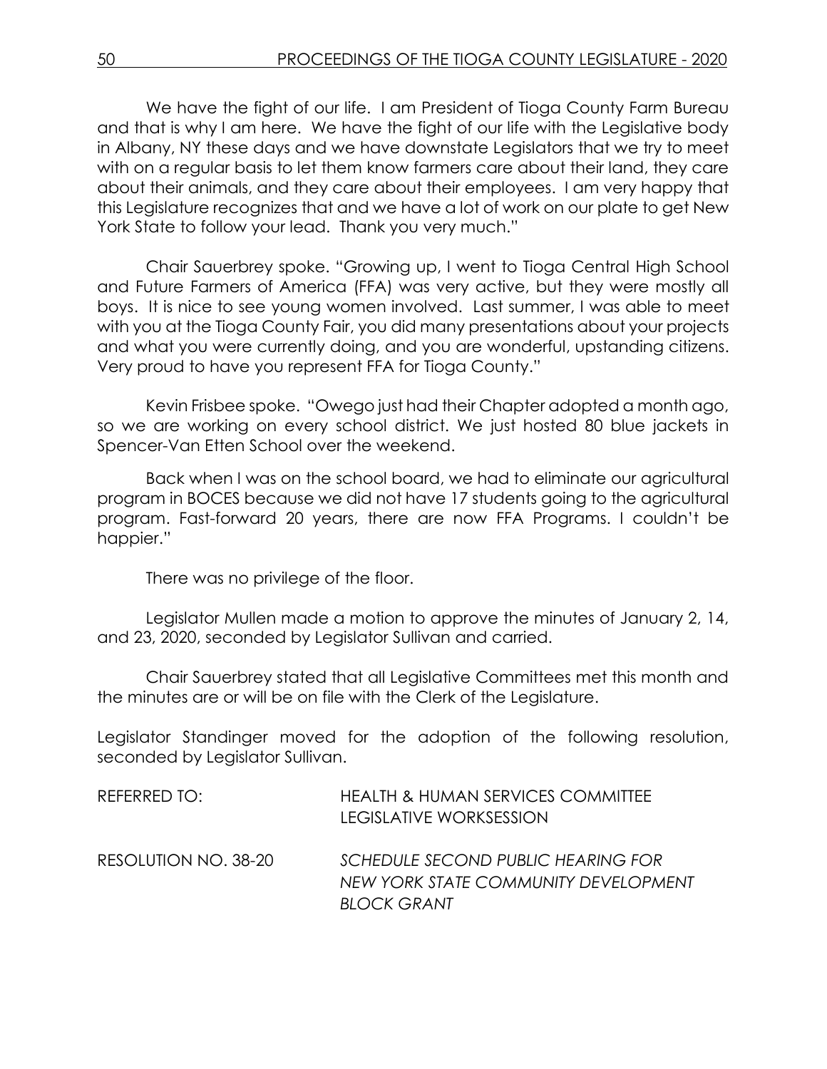We have the fight of our life. I am President of Tioga County Farm Bureau and that is why I am here. We have the fight of our life with the Legislative body in Albany, NY these days and we have downstate Legislators that we try to meet with on a regular basis to let them know farmers care about their land, they care about their animals, and they care about their employees. I am very happy that this Legislature recognizes that and we have a lot of work on our plate to get New York State to follow your lead. Thank you very much."

Chair Sauerbrey spoke. "Growing up, I went to Tioga Central High School and Future Farmers of America (FFA) was very active, but they were mostly all boys. It is nice to see young women involved. Last summer, I was able to meet with you at the Tioga County Fair, you did many presentations about your projects and what you were currently doing, and you are wonderful, upstanding citizens. Very proud to have you represent FFA for Tioga County."

Kevin Frisbee spoke. "Owego just had their Chapter adopted a month ago, so we are working on every school district. We just hosted 80 blue jackets in Spencer-Van Etten School over the weekend.

Back when I was on the school board, we had to eliminate our agricultural program in BOCES because we did not have 17 students going to the agricultural program. Fast-forward 20 years, there are now FFA Programs. I couldn't be happier."

There was no privilege of the floor.

Legislator Mullen made a motion to approve the minutes of January 2, 14, and 23, 2020, seconded by Legislator Sullivan and carried.

Chair Sauerbrey stated that all Legislative Committees met this month and the minutes are or will be on file with the Clerk of the Legislature.

Legislator Standinger moved for the adoption of the following resolution, seconded by Legislator Sullivan.

REFERRED TO: HEALTH & HUMAN SERVICES COMMITTEE
LEGISLATIVE WORKSESSION

RESOLUTION NO. 38-20 *SCHEDULE SECOND PUBLIC HEARING FOR NEW YORK STATE COMMUNITY DEVELOPMENT BLOCK GRANT*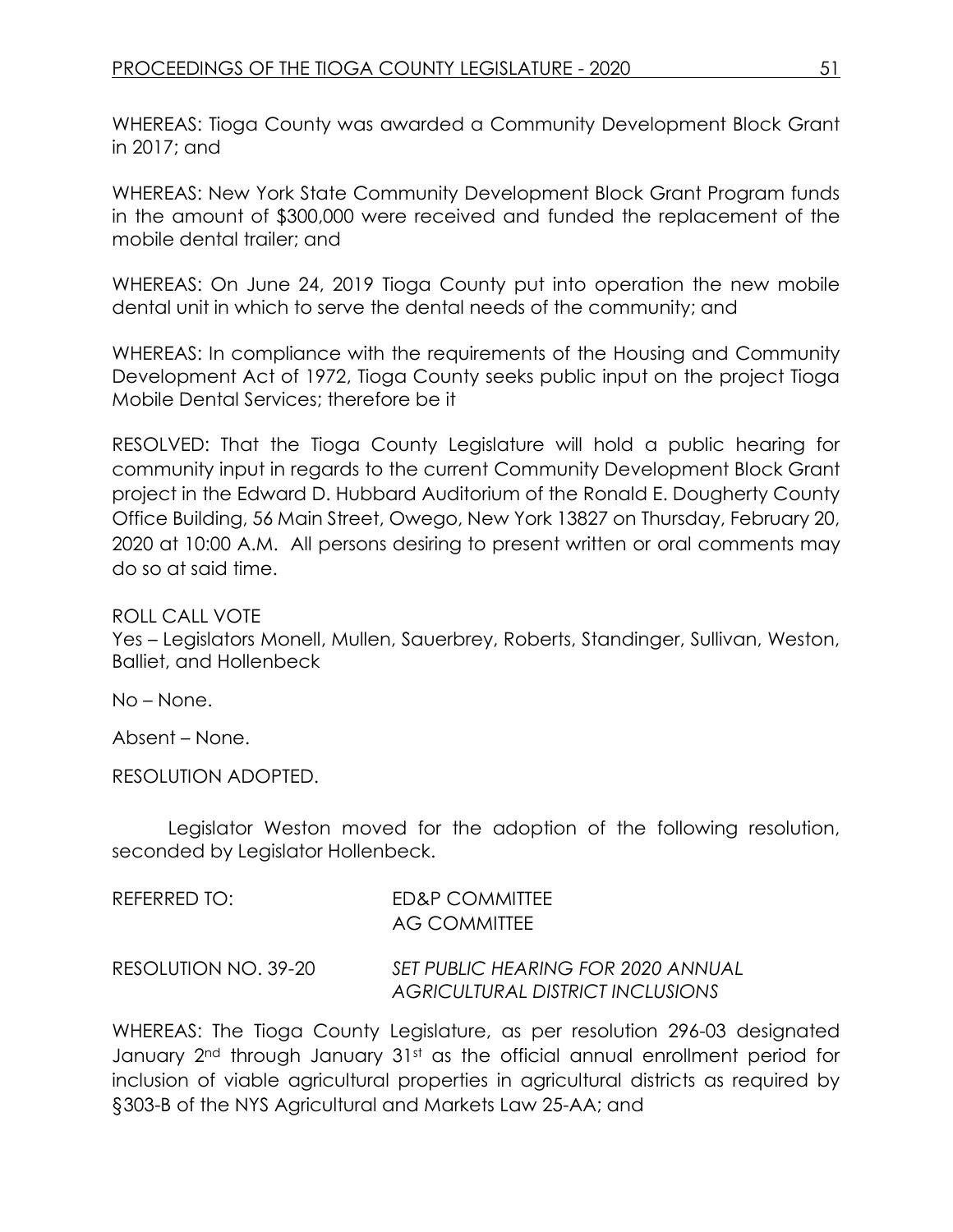WHEREAS: Tioga County was awarded a Community Development Block Grant in 2017; and

WHEREAS: New York State Community Development Block Grant Program funds in the amount of $300,000 were received and funded the replacement of the mobile dental trailer; and

WHEREAS: On June 24, 2019 Tioga County put into operation the new mobile dental unit in which to serve the dental needs of the community; and

WHEREAS: In compliance with the requirements of the Housing and Community Development Act of 1972, Tioga County seeks public input on the project Tioga Mobile Dental Services; therefore be it

RESOLVED: That the Tioga County Legislature will hold a public hearing for community input in regards to the current Community Development Block Grant project in the Edward D. Hubbard Auditorium of the Ronald E. Dougherty County Office Building, 56 Main Street, Owego, New York 13827 on Thursday, February 20, 2020 at 10:00 A.M. All persons desiring to present written or oral comments may do so at said time.

ROLL CALL VOTE
Yes – Legislators Monell, Mullen, Sauerbrey, Roberts, Standinger, Sullivan, Weston, Balliet, and Hollenbeck

No – None.

Absent – None.

RESOLUTION ADOPTED.

Legislator Weston moved for the adoption of the following resolution, seconded by Legislator Hollenbeck.

REFERRED TO: ED&P COMMITTEE
AG COMMITTEE

RESOLUTION NO. 39-20 *SET PUBLIC HEARING FOR 2020 ANNUAL AGRICULTURAL DISTRICT INCLUSIONS*

WHEREAS: The Tioga County Legislature, as per resolution 296-03 designated January 2nd through January 31st as the official annual enrollment period for inclusion of viable agricultural properties in agricultural districts as required by §303-B of the NYS Agricultural and Markets Law 25-AA; and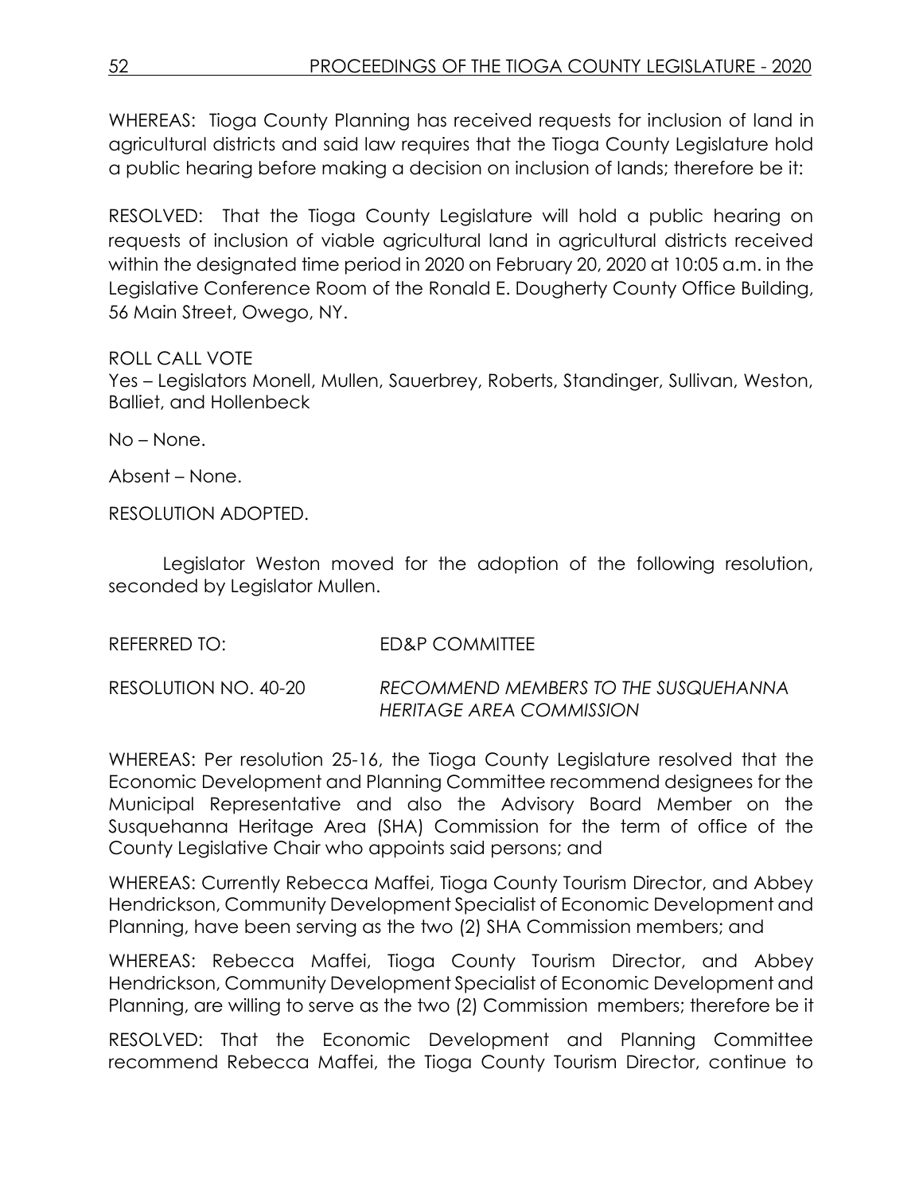WHEREAS: Tioga County Planning has received requests for inclusion of land in agricultural districts and said law requires that the Tioga County Legislature hold a public hearing before making a decision on inclusion of lands; therefore be it:

RESOLVED: That the Tioga County Legislature will hold a public hearing on requests of inclusion of viable agricultural land in agricultural districts received within the designated time period in 2020 on February 20, 2020 at 10:05 a.m. in the Legislative Conference Room of the Ronald E. Dougherty County Office Building, 56 Main Street, Owego, NY.

ROLL CALL VOTE
Yes – Legislators Monell, Mullen, Sauerbrey, Roberts, Standinger, Sullivan, Weston, Balliet, and Hollenbeck

No – None.

Absent – None.

RESOLUTION ADOPTED.

Legislator Weston moved for the adoption of the following resolution, seconded by Legislator Mullen.

REFERRED TO: ED&P COMMITTEE

RESOLUTION NO. 40-20 *RECOMMEND MEMBERS TO THE SUSQUEHANNA HERITAGE AREA COMMISSION*

WHEREAS: Per resolution 25-16, the Tioga County Legislature resolved that the Economic Development and Planning Committee recommend designees for the Municipal Representative and also the Advisory Board Member on the Susquehanna Heritage Area (SHA) Commission for the term of office of the County Legislative Chair who appoints said persons; and

WHEREAS: Currently Rebecca Maffei, Tioga County Tourism Director, and Abbey Hendrickson, Community Development Specialist of Economic Development and Planning, have been serving as the two (2) SHA Commission members; and

WHEREAS: Rebecca Maffei, Tioga County Tourism Director, and Abbey Hendrickson, Community Development Specialist of Economic Development and Planning, are willing to serve as the two (2) Commission members; therefore be it

RESOLVED: That the Economic Development and Planning Committee recommend Rebecca Maffei, the Tioga County Tourism Director, continue to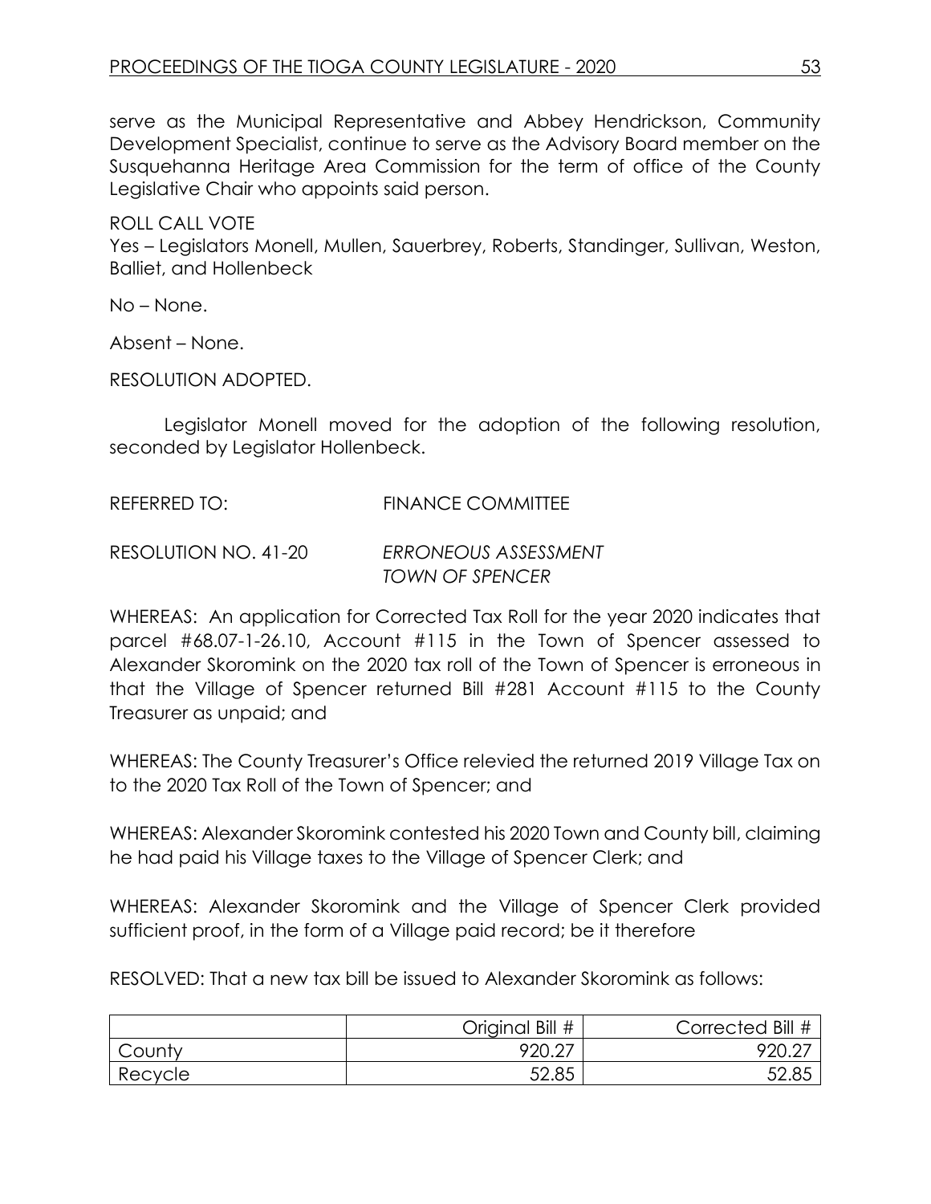serve as the Municipal Representative and Abbey Hendrickson, Community Development Specialist, continue to serve as the Advisory Board member on the Susquehanna Heritage Area Commission for the term of office of the County Legislative Chair who appoints said person.

ROLL CALL VOTE
Yes – Legislators Monell, Mullen, Sauerbrey, Roberts, Standinger, Sullivan, Weston, Balliet, and Hollenbeck

No – None.

Absent – None.

RESOLUTION ADOPTED.

Legislator Monell moved for the adoption of the following resolution, seconded by Legislator Hollenbeck.

REFERRED TO: FINANCE COMMITTEE

RESOLUTION NO. 41-20 *ERRONEOUS ASSESSMENT TOWN OF SPENCER*

WHEREAS: An application for Corrected Tax Roll for the year 2020 indicates that parcel #68.07-1-26.10, Account #115 in the Town of Spencer assessed to Alexander Skoromink on the 2020 tax roll of the Town of Spencer is erroneous in that the Village of Spencer returned Bill #281 Account #115 to the County Treasurer as unpaid; and

WHEREAS: The County Treasurer's Office relevied the returned 2019 Village Tax on to the 2020 Tax Roll of the Town of Spencer; and

WHEREAS: Alexander Skoromink contested his 2020 Town and County bill, claiming he had paid his Village taxes to the Village of Spencer Clerk; and

WHEREAS: Alexander Skoromink and the Village of Spencer Clerk provided sufficient proof, in the form of a Village paid record; be it therefore

RESOLVED: That a new tax bill be issued to Alexander Skoromink as follows:

| | Original Bill # | Corrected Bill # |
|---|---:|---:|
| County | 920.27 | 920.27 |
| Recycle | 52.85 | 52.85 |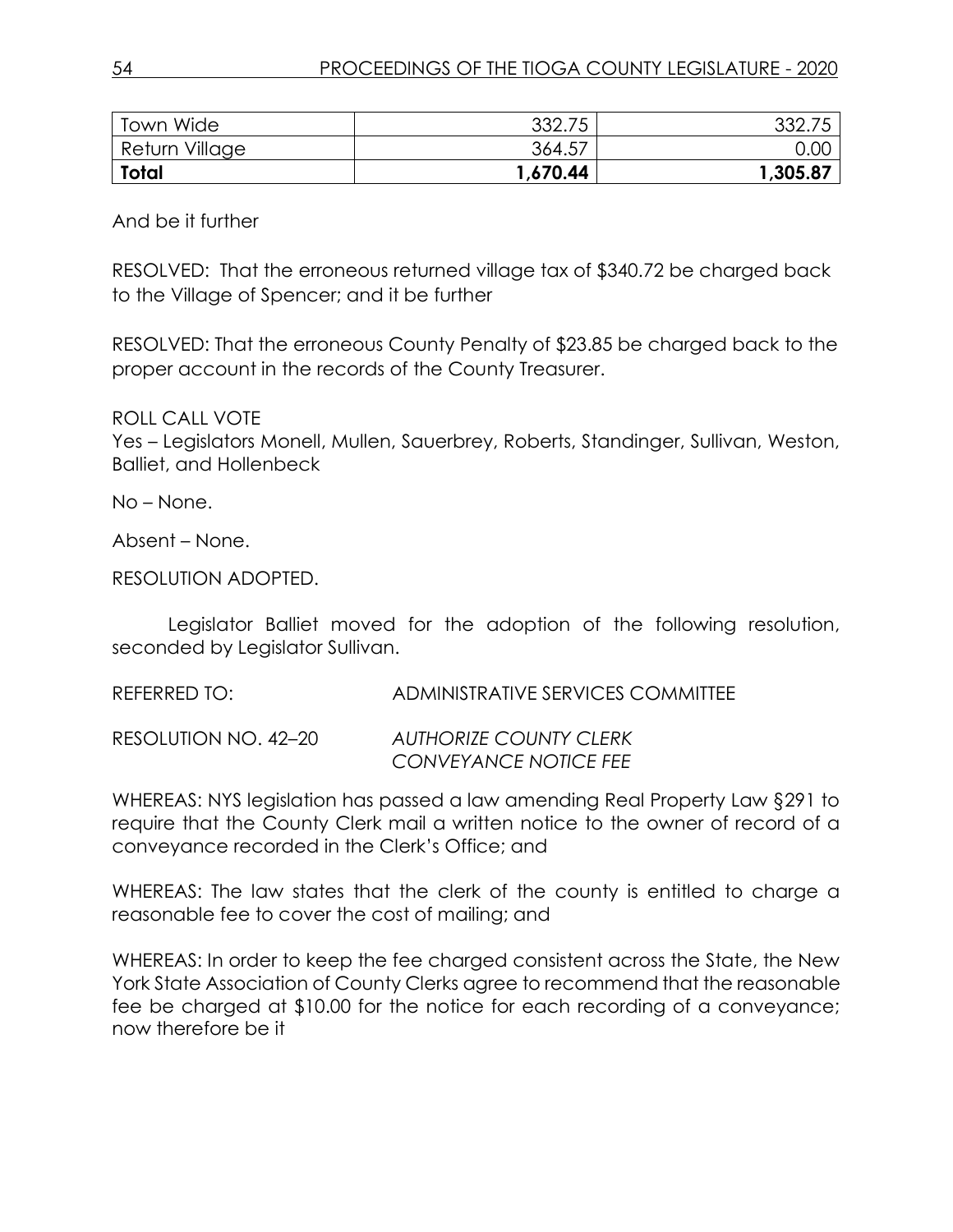| Town Wide | 332.75 | 332.75 |
|---|---|---|
| Return Village | 364.57 | 0.00 |
| **Total** | **1,670.44** | **1,305.87** |

And be it further

RESOLVED: That the erroneous returned village tax of $340.72 be charged back to the Village of Spencer; and it be further

RESOLVED: That the erroneous County Penalty of $23.85 be charged back to the proper account in the records of the County Treasurer.

ROLL CALL VOTE
Yes – Legislators Monell, Mullen, Sauerbrey, Roberts, Standinger, Sullivan, Weston, Balliet, and Hollenbeck

No – None.

Absent – None.

RESOLUTION ADOPTED.

Legislator Balliet moved for the adoption of the following resolution, seconded by Legislator Sullivan.

REFERRED TO: ADMINISTRATIVE SERVICES COMMITTEE

RESOLUTION NO. 42–20 *AUTHORIZE COUNTY CLERK CONVEYANCE NOTICE FEE*

WHEREAS: NYS legislation has passed a law amending Real Property Law §291 to require that the County Clerk mail a written notice to the owner of record of a conveyance recorded in the Clerk's Office; and

WHEREAS: The law states that the clerk of the county is entitled to charge a reasonable fee to cover the cost of mailing; and

WHEREAS: In order to keep the fee charged consistent across the State, the New York State Association of County Clerks agree to recommend that the reasonable fee be charged at $10.00 for the notice for each recording of a conveyance; now therefore be it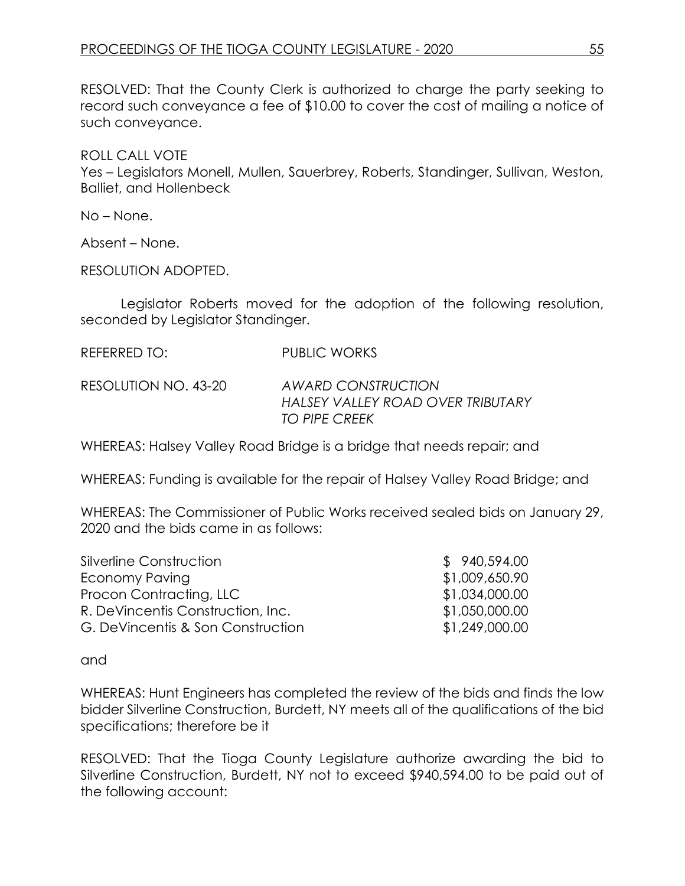RESOLVED: That the County Clerk is authorized to charge the party seeking to record such conveyance a fee of $10.00 to cover the cost of mailing a notice of such conveyance.

ROLL CALL VOTE
Yes – Legislators Monell, Mullen, Sauerbrey, Roberts, Standinger, Sullivan, Weston, Balliet, and Hollenbeck

No – None.

Absent – None.

RESOLUTION ADOPTED.

Legislator Roberts moved for the adoption of the following resolution, seconded by Legislator Standinger.

REFERRED TO: PUBLIC WORKS

RESOLUTION NO. 43-20 *AWARD CONSTRUCTION HALSEY VALLEY ROAD OVER TRIBUTARY TO PIPE CREEK*

WHEREAS: Halsey Valley Road Bridge is a bridge that needs repair; and

WHEREAS: Funding is available for the repair of Halsey Valley Road Bridge; and

WHEREAS: The Commissioner of Public Works received sealed bids on January 29, 2020 and the bids came in as follows:

| | |
|---|---|
| Silverline Construction | $ 940,594.00 |
| Economy Paving | $1,009,650.90 |
| Procon Contracting, LLC | $1,034,000.00 |
| R. DeVincentis Construction, Inc. | $1,050,000.00 |
| G. DeVincentis & Son Construction | $1,249,000.00 |

and

WHEREAS: Hunt Engineers has completed the review of the bids and finds the low bidder Silverline Construction, Burdett, NY meets all of the qualifications of the bid specifications; therefore be it

RESOLVED: That the Tioga County Legislature authorize awarding the bid to Silverline Construction, Burdett, NY not to exceed $940,594.00 to be paid out of the following account: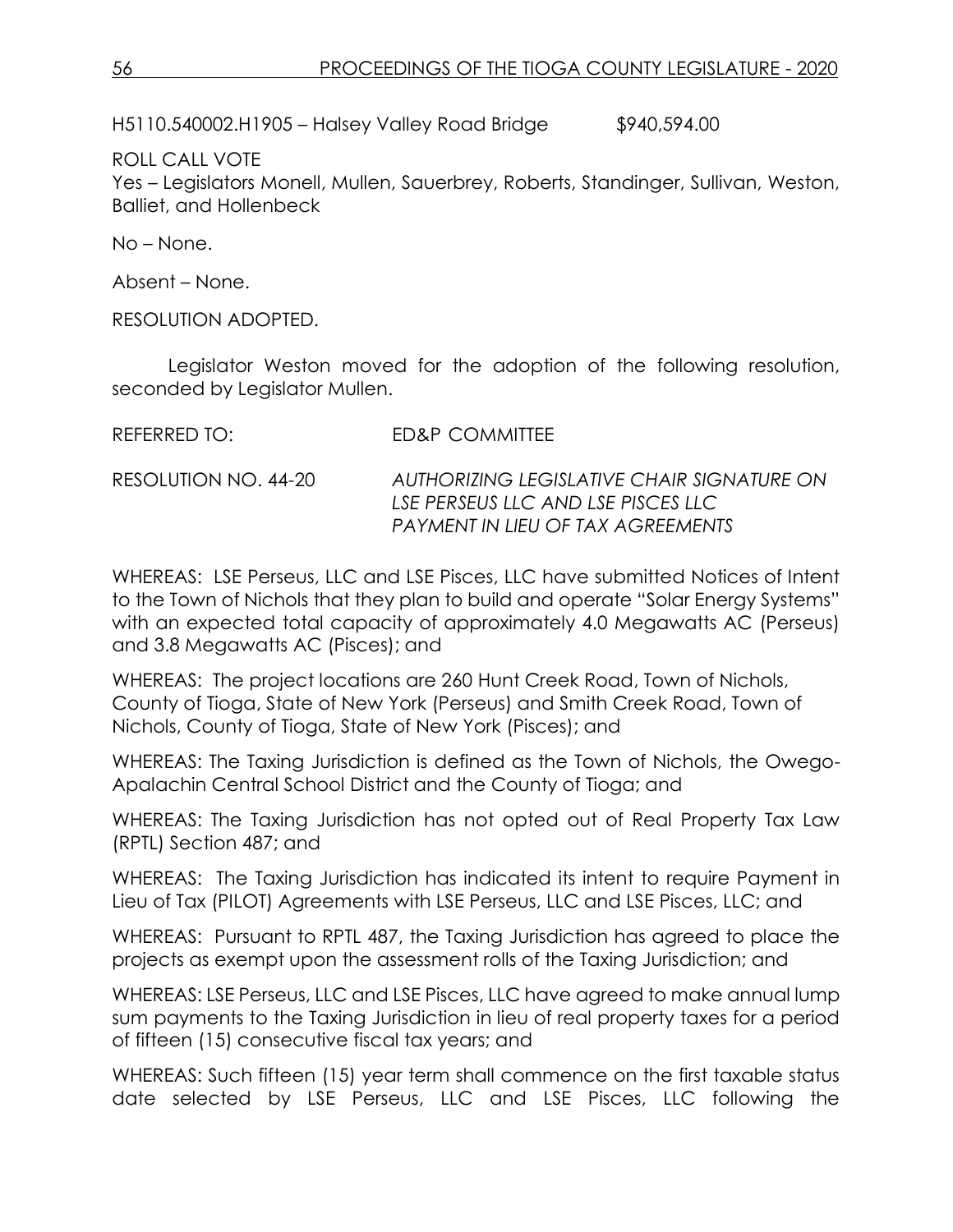H5110.540002.H1905 – Halsey Valley Road Bridge $940,594.00

ROLL CALL VOTE
Yes – Legislators Monell, Mullen, Sauerbrey, Roberts, Standinger, Sullivan, Weston, Balliet, and Hollenbeck

No – None.

Absent – None.

RESOLUTION ADOPTED.

Legislator Weston moved for the adoption of the following resolution, seconded by Legislator Mullen.

REFERRED TO: ED&P COMMITTEE

RESOLUTION NO. 44-20 *AUTHORIZING LEGISLATIVE CHAIR SIGNATURE ON LSE PERSEUS LLC AND LSE PISCES LLC PAYMENT IN LIEU OF TAX AGREEMENTS*

WHEREAS: LSE Perseus, LLC and LSE Pisces, LLC have submitted Notices of Intent to the Town of Nichols that they plan to build and operate "Solar Energy Systems" with an expected total capacity of approximately 4.0 Megawatts AC (Perseus) and 3.8 Megawatts AC (Pisces); and

WHEREAS: The project locations are 260 Hunt Creek Road, Town of Nichols, County of Tioga, State of New York (Perseus) and Smith Creek Road, Town of Nichols, County of Tioga, State of New York (Pisces); and

WHEREAS: The Taxing Jurisdiction is defined as the Town of Nichols, the Owego-Apalachin Central School District and the County of Tioga; and

WHEREAS: The Taxing Jurisdiction has not opted out of Real Property Tax Law (RPTL) Section 487; and

WHEREAS: The Taxing Jurisdiction has indicated its intent to require Payment in Lieu of Tax (PILOT) Agreements with LSE Perseus, LLC and LSE Pisces, LLC; and

WHEREAS: Pursuant to RPTL 487, the Taxing Jurisdiction has agreed to place the projects as exempt upon the assessment rolls of the Taxing Jurisdiction; and

WHEREAS: LSE Perseus, LLC and LSE Pisces, LLC have agreed to make annual lump sum payments to the Taxing Jurisdiction in lieu of real property taxes for a period of fifteen (15) consecutive fiscal tax years; and

WHEREAS: Such fifteen (15) year term shall commence on the first taxable status date selected by LSE Perseus, LLC and LSE Pisces, LLC following the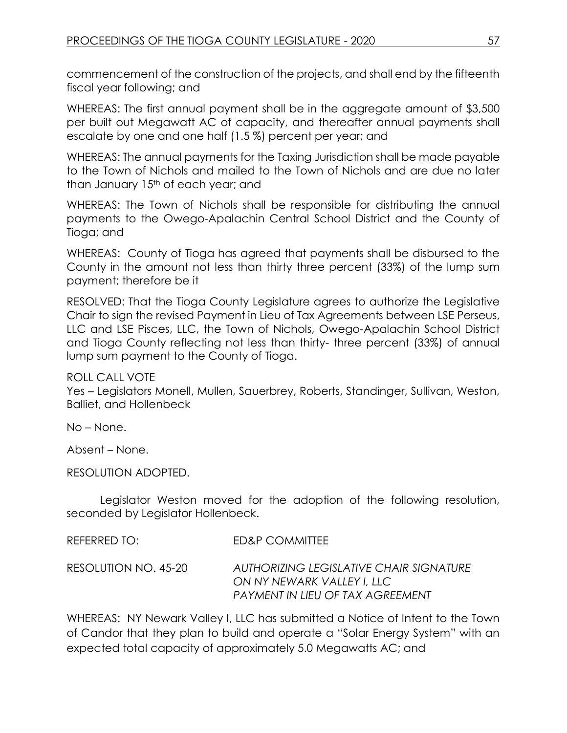commencement of the construction of the projects, and shall end by the fifteenth fiscal year following; and

WHEREAS: The first annual payment shall be in the aggregate amount of $3,500 per built out Megawatt AC of capacity, and thereafter annual payments shall escalate by one and one half (1.5 %) percent per year; and

WHEREAS: The annual payments for the Taxing Jurisdiction shall be made payable to the Town of Nichols and mailed to the Town of Nichols and are due no later than January 15th of each year; and

WHEREAS: The Town of Nichols shall be responsible for distributing the annual payments to the Owego-Apalachin Central School District and the County of Tioga; and

WHEREAS: County of Tioga has agreed that payments shall be disbursed to the County in the amount not less than thirty three percent (33%) of the lump sum payment; therefore be it

RESOLVED: That the Tioga County Legislature agrees to authorize the Legislative Chair to sign the revised Payment in Lieu of Tax Agreements between LSE Perseus, LLC and LSE Pisces, LLC, the Town of Nichols, Owego-Apalachin School District and Tioga County reflecting not less than thirty- three percent (33%) of annual lump sum payment to the County of Tioga.

ROLL CALL VOTE
Yes – Legislators Monell, Mullen, Sauerbrey, Roberts, Standinger, Sullivan, Weston, Balliet, and Hollenbeck

No – None.

Absent – None.

RESOLUTION ADOPTED.

Legislator Weston moved for the adoption of the following resolution, seconded by Legislator Hollenbeck.

REFERRED TO: ED&P COMMITTEE

RESOLUTION NO. 45-20 *AUTHORIZING LEGISLATIVE CHAIR SIGNATURE ON NY NEWARK VALLEY I, LLC PAYMENT IN LIEU OF TAX AGREEMENT*

WHEREAS: NY Newark Valley I, LLC has submitted a Notice of Intent to the Town of Candor that they plan to build and operate a "Solar Energy System" with an expected total capacity of approximately 5.0 Megawatts AC; and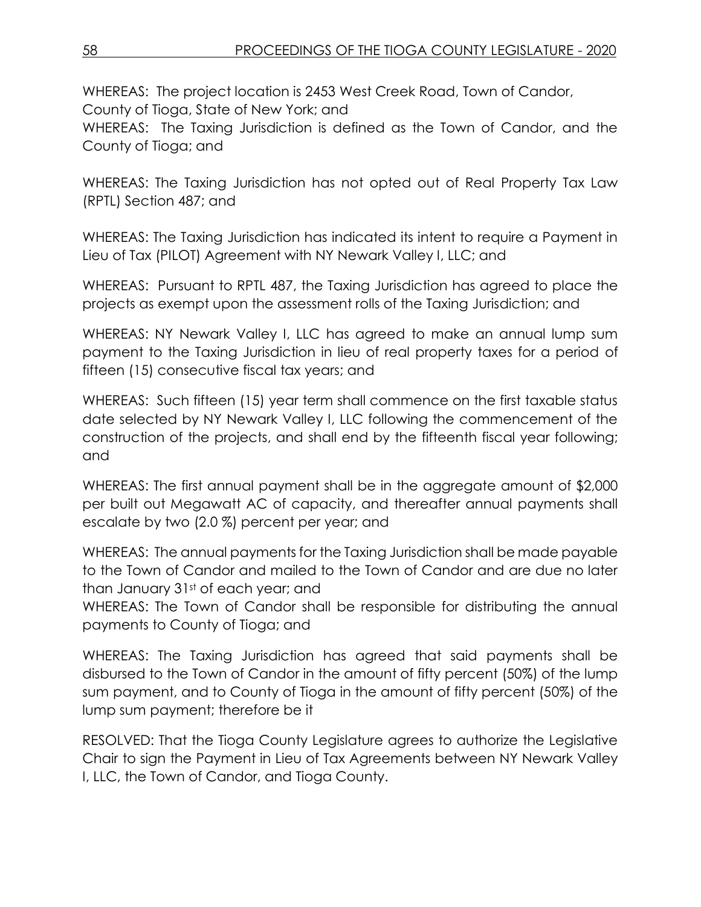WHEREAS: The project location is 2453 West Creek Road, Town of Candor, County of Tioga, State of New York; and

WHEREAS: The Taxing Jurisdiction is defined as the Town of Candor, and the County of Tioga; and

WHEREAS: The Taxing Jurisdiction has not opted out of Real Property Tax Law (RPTL) Section 487; and

WHEREAS: The Taxing Jurisdiction has indicated its intent to require a Payment in Lieu of Tax (PILOT) Agreement with NY Newark Valley I, LLC; and

WHEREAS: Pursuant to RPTL 487, the Taxing Jurisdiction has agreed to place the projects as exempt upon the assessment rolls of the Taxing Jurisdiction; and

WHEREAS: NY Newark Valley I, LLC has agreed to make an annual lump sum payment to the Taxing Jurisdiction in lieu of real property taxes for a period of fifteen (15) consecutive fiscal tax years; and

WHEREAS: Such fifteen (15) year term shall commence on the first taxable status date selected by NY Newark Valley I, LLC following the commencement of the construction of the projects, and shall end by the fifteenth fiscal year following; and

WHEREAS: The first annual payment shall be in the aggregate amount of $2,000 per built out Megawatt AC of capacity, and thereafter annual payments shall escalate by two (2.0 %) percent per year; and

WHEREAS: The annual payments for the Taxing Jurisdiction shall be made payable to the Town of Candor and mailed to the Town of Candor and are due no later than January 31st of each year; and

WHEREAS: The Town of Candor shall be responsible for distributing the annual payments to County of Tioga; and

WHEREAS: The Taxing Jurisdiction has agreed that said payments shall be disbursed to the Town of Candor in the amount of fifty percent (50%) of the lump sum payment, and to County of Tioga in the amount of fifty percent (50%) of the lump sum payment; therefore be it

RESOLVED: That the Tioga County Legislature agrees to authorize the Legislative Chair to sign the Payment in Lieu of Tax Agreements between NY Newark Valley I, LLC, the Town of Candor, and Tioga County.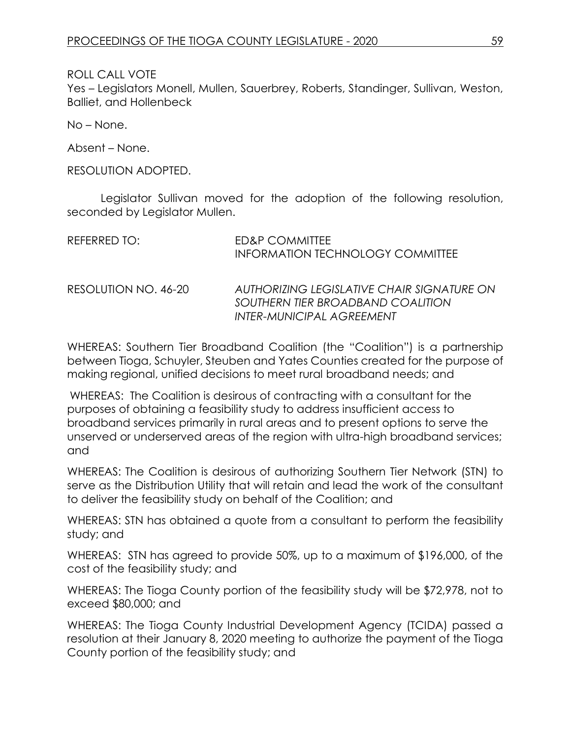ROLL CALL VOTE
Yes – Legislators Monell, Mullen, Sauerbrey, Roberts, Standinger, Sullivan, Weston, Balliet, and Hollenbeck

No – None.

Absent – None.

RESOLUTION ADOPTED.

Legislator Sullivan moved for the adoption of the following resolution, seconded by Legislator Mullen.

REFERRED TO: ED&P COMMITTEE
INFORMATION TECHNOLOGY COMMITTEE

RESOLUTION NO. 46-20 *AUTHORIZING LEGISLATIVE CHAIR SIGNATURE ON SOUTHERN TIER BROADBAND COALITION INTER-MUNICIPAL AGREEMENT*

WHEREAS: Southern Tier Broadband Coalition (the "Coalition") is a partnership between Tioga, Schuyler, Steuben and Yates Counties created for the purpose of making regional, unified decisions to meet rural broadband needs; and

WHEREAS: The Coalition is desirous of contracting with a consultant for the purposes of obtaining a feasibility study to address insufficient access to broadband services primarily in rural areas and to present options to serve the unserved or underserved areas of the region with ultra-high broadband services; and

WHEREAS: The Coalition is desirous of authorizing Southern Tier Network (STN) to serve as the Distribution Utility that will retain and lead the work of the consultant to deliver the feasibility study on behalf of the Coalition; and

WHEREAS: STN has obtained a quote from a consultant to perform the feasibility study; and

WHEREAS: STN has agreed to provide 50%, up to a maximum of $196,000, of the cost of the feasibility study; and

WHEREAS: The Tioga County portion of the feasibility study will be $72,978, not to exceed $80,000; and

WHEREAS: The Tioga County Industrial Development Agency (TCIDA) passed a resolution at their January 8, 2020 meeting to authorize the payment of the Tioga County portion of the feasibility study; and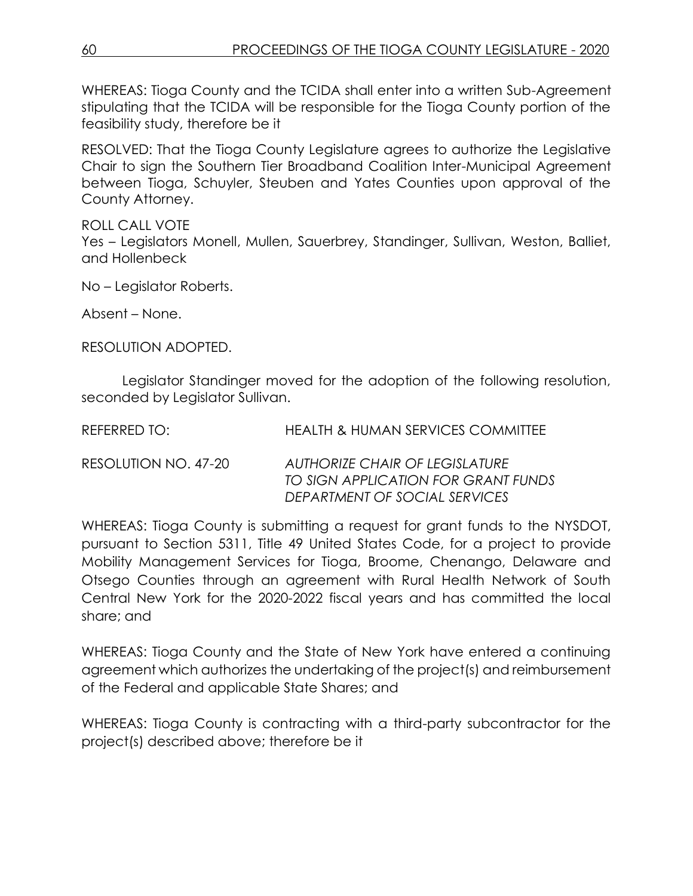WHEREAS: Tioga County and the TCIDA shall enter into a written Sub-Agreement stipulating that the TCIDA will be responsible for the Tioga County portion of the feasibility study, therefore be it

RESOLVED: That the Tioga County Legislature agrees to authorize the Legislative Chair to sign the Southern Tier Broadband Coalition Inter-Municipal Agreement between Tioga, Schuyler, Steuben and Yates Counties upon approval of the County Attorney.

ROLL CALL VOTE
Yes – Legislators Monell, Mullen, Sauerbrey, Standinger, Sullivan, Weston, Balliet, and Hollenbeck

No – Legislator Roberts.

Absent – None.

RESOLUTION ADOPTED.

Legislator Standinger moved for the adoption of the following resolution, seconded by Legislator Sullivan.

REFERRED TO: HEALTH & HUMAN SERVICES COMMITTEE

RESOLUTION NO. 47-20 *AUTHORIZE CHAIR OF LEGISLATURE TO SIGN APPLICATION FOR GRANT FUNDS DEPARTMENT OF SOCIAL SERVICES*

WHEREAS: Tioga County is submitting a request for grant funds to the NYSDOT, pursuant to Section 5311, Title 49 United States Code, for a project to provide Mobility Management Services for Tioga, Broome, Chenango, Delaware and Otsego Counties through an agreement with Rural Health Network of South Central New York for the 2020-2022 fiscal years and has committed the local share; and

WHEREAS: Tioga County and the State of New York have entered a continuing agreement which authorizes the undertaking of the project(s) and reimbursement of the Federal and applicable State Shares; and

WHEREAS: Tioga County is contracting with a third-party subcontractor for the project(s) described above; therefore be it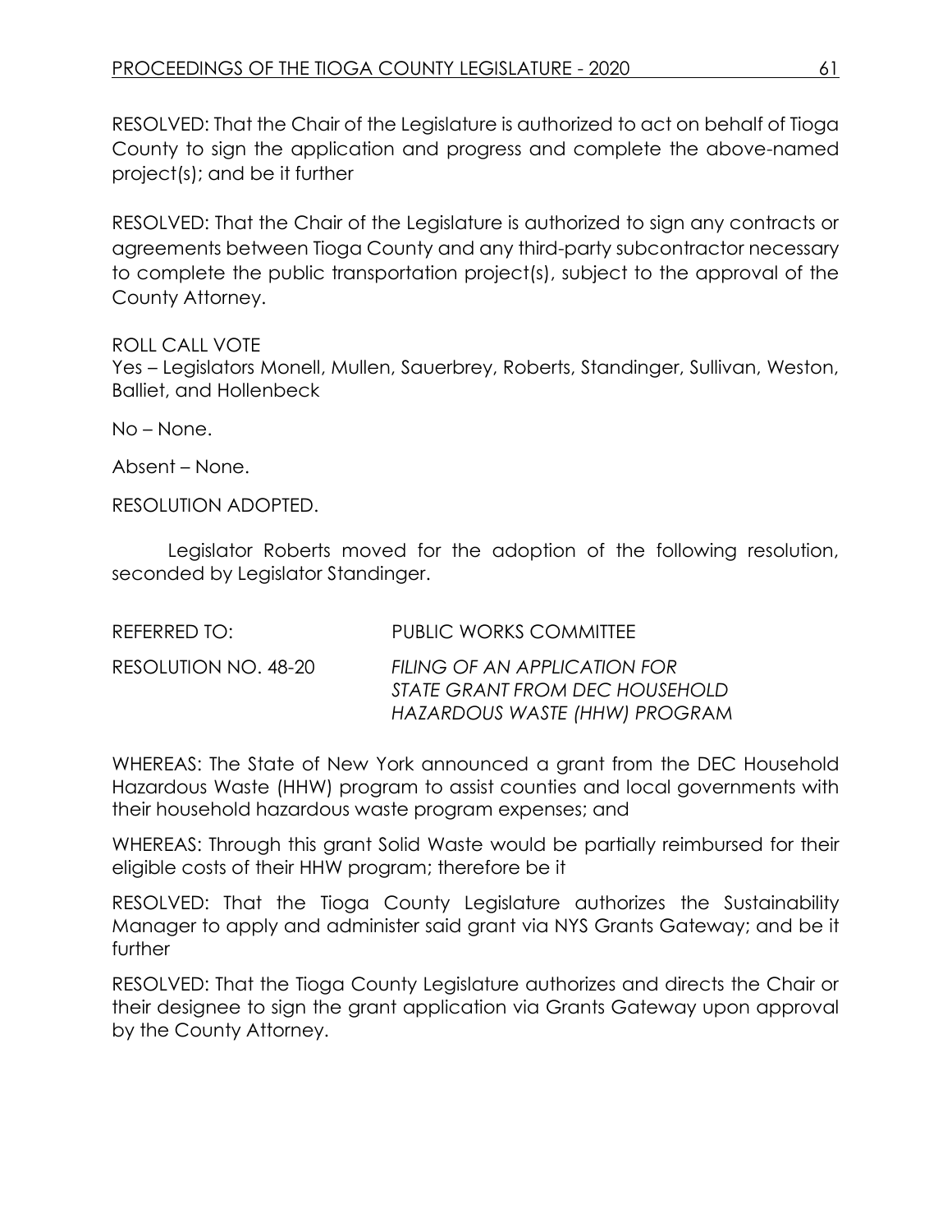RESOLVED: That the Chair of the Legislature is authorized to act on behalf of Tioga County to sign the application and progress and complete the above-named project(s); and be it further

RESOLVED: That the Chair of the Legislature is authorized to sign any contracts or agreements between Tioga County and any third-party subcontractor necessary to complete the public transportation project(s), subject to the approval of the County Attorney.

ROLL CALL VOTE
Yes – Legislators Monell, Mullen, Sauerbrey, Roberts, Standinger, Sullivan, Weston, Balliet, and Hollenbeck

No – None.

Absent – None.

RESOLUTION ADOPTED.

Legislator Roberts moved for the adoption of the following resolution, seconded by Legislator Standinger.

REFERRED TO: PUBLIC WORKS COMMITTEE

RESOLUTION NO. 48-20 *FILING OF AN APPLICATION FOR STATE GRANT FROM DEC HOUSEHOLD HAZARDOUS WASTE (HHW) PROGRAM*

WHEREAS: The State of New York announced a grant from the DEC Household Hazardous Waste (HHW) program to assist counties and local governments with their household hazardous waste program expenses; and

WHEREAS: Through this grant Solid Waste would be partially reimbursed for their eligible costs of their HHW program; therefore be it

RESOLVED: That the Tioga County Legislature authorizes the Sustainability Manager to apply and administer said grant via NYS Grants Gateway; and be it further

RESOLVED: That the Tioga County Legislature authorizes and directs the Chair or their designee to sign the grant application via Grants Gateway upon approval by the County Attorney.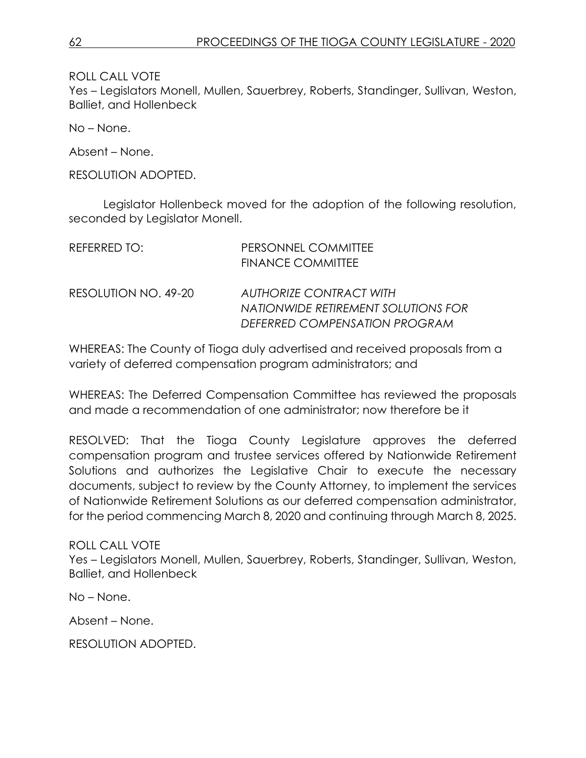ROLL CALL VOTE
Yes – Legislators Monell, Mullen, Sauerbrey, Roberts, Standinger, Sullivan, Weston, Balliet, and Hollenbeck

No – None.

Absent – None.

RESOLUTION ADOPTED.

Legislator Hollenbeck moved for the adoption of the following resolution, seconded by Legislator Monell.

REFERRED TO: PERSONNEL COMMITTEE
FINANCE COMMITTEE

RESOLUTION NO. 49-20 *AUTHORIZE CONTRACT WITH NATIONWIDE RETIREMENT SOLUTIONS FOR DEFERRED COMPENSATION PROGRAM*

WHEREAS: The County of Tioga duly advertised and received proposals from a variety of deferred compensation program administrators; and

WHEREAS: The Deferred Compensation Committee has reviewed the proposals and made a recommendation of one administrator; now therefore be it

RESOLVED: That the Tioga County Legislature approves the deferred compensation program and trustee services offered by Nationwide Retirement Solutions and authorizes the Legislative Chair to execute the necessary documents, subject to review by the County Attorney, to implement the services of Nationwide Retirement Solutions as our deferred compensation administrator, for the period commencing March 8, 2020 and continuing through March 8, 2025.

ROLL CALL VOTE
Yes – Legislators Monell, Mullen, Sauerbrey, Roberts, Standinger, Sullivan, Weston, Balliet, and Hollenbeck

No – None.

Absent – None.

RESOLUTION ADOPTED.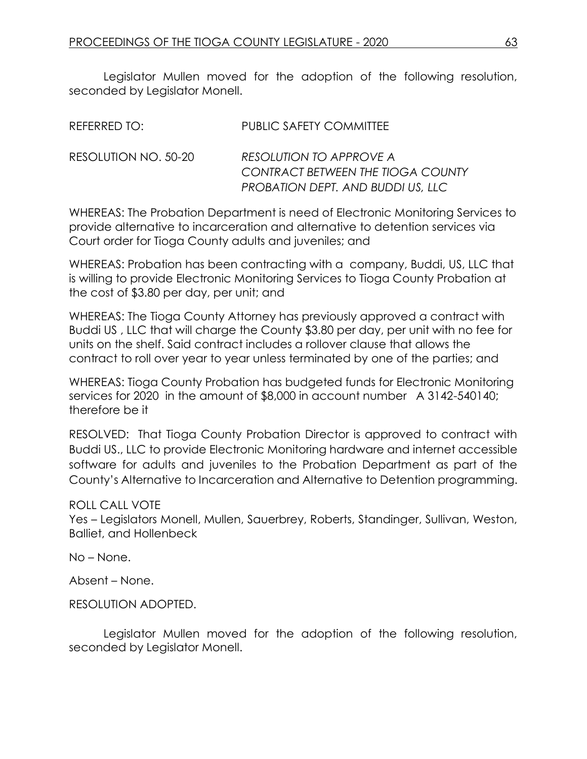Legislator Mullen moved for the adoption of the following resolution, seconded by Legislator Monell.

REFERRED TO: PUBLIC SAFETY COMMITTEE

RESOLUTION NO. 50-20 *RESOLUTION TO APPROVE A CONTRACT BETWEEN THE TIOGA COUNTY PROBATION DEPT. AND BUDDI US, LLC*

WHEREAS: The Probation Department is need of Electronic Monitoring Services to provide alternative to incarceration and alternative to detention services via Court order for Tioga County adults and juveniles; and

WHEREAS: Probation has been contracting with a company, Buddi, US, LLC that is willing to provide Electronic Monitoring Services to Tioga County Probation at the cost of $3.80 per day, per unit; and

WHEREAS: The Tioga County Attorney has previously approved a contract with Buddi US , LLC that will charge the County $3.80 per day, per unit with no fee for units on the shelf. Said contract includes a rollover clause that allows the contract to roll over year to year unless terminated by one of the parties; and

WHEREAS: Tioga County Probation has budgeted funds for Electronic Monitoring services for 2020 in the amount of $8,000 in account number A 3142-540140; therefore be it

RESOLVED: That Tioga County Probation Director is approved to contract with Buddi US., LLC to provide Electronic Monitoring hardware and internet accessible software for adults and juveniles to the Probation Department as part of the County's Alternative to Incarceration and Alternative to Detention programming.

ROLL CALL VOTE
Yes – Legislators Monell, Mullen, Sauerbrey, Roberts, Standinger, Sullivan, Weston, Balliet, and Hollenbeck

No – None.

Absent – None.

RESOLUTION ADOPTED.

Legislator Mullen moved for the adoption of the following resolution, seconded by Legislator Monell.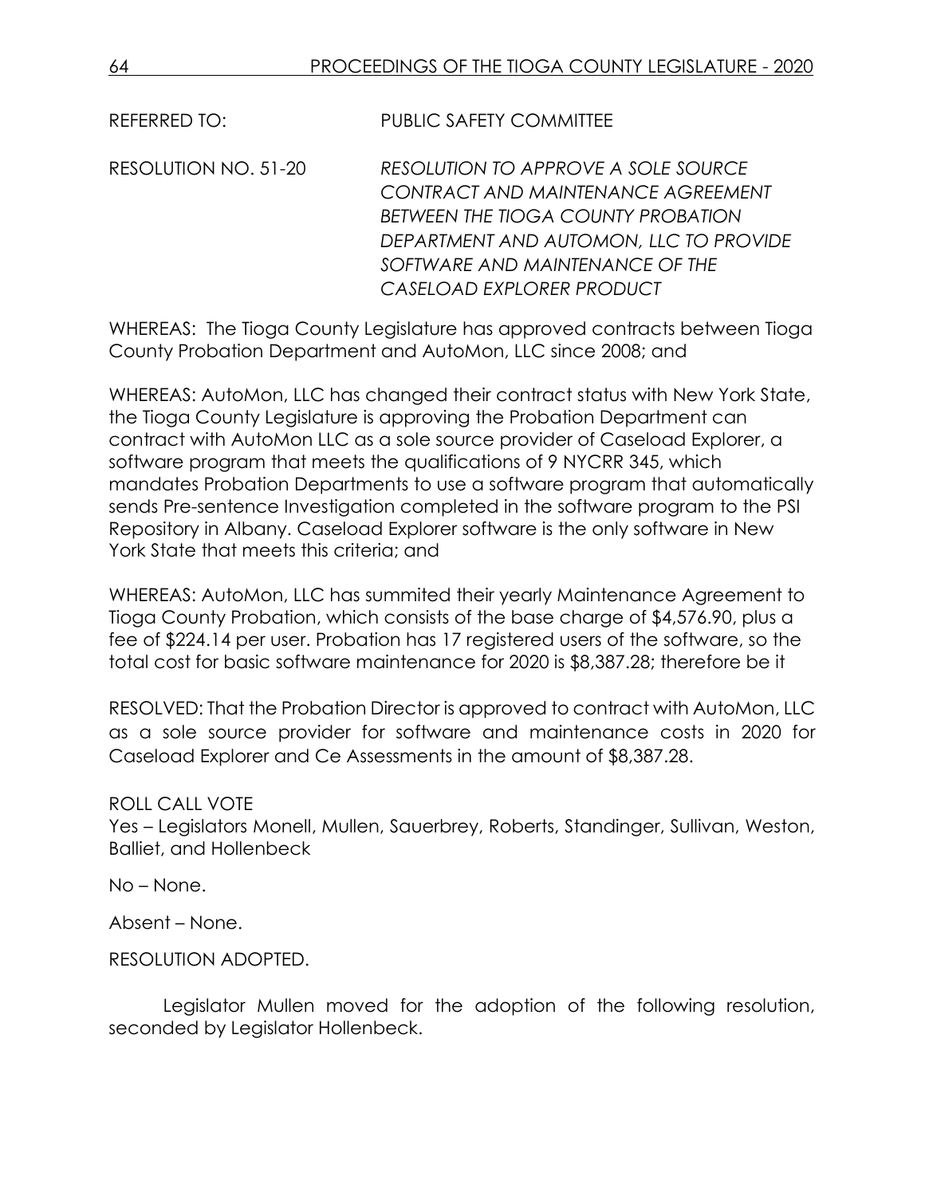REFERRED TO: PUBLIC SAFETY COMMITTEE

RESOLUTION NO. 51-20 *RESOLUTION TO APPROVE A SOLE SOURCE CONTRACT AND MAINTENANCE AGREEMENT BETWEEN THE TIOGA COUNTY PROBATION DEPARTMENT AND AUTOMON, LLC TO PROVIDE SOFTWARE AND MAINTENANCE OF THE CASELOAD EXPLORER PRODUCT*

WHEREAS: The Tioga County Legislature has approved contracts between Tioga County Probation Department and AutoMon, LLC since 2008; and

WHEREAS: AutoMon, LLC has changed their contract status with New York State, the Tioga County Legislature is approving the Probation Department can contract with AutoMon LLC as a sole source provider of Caseload Explorer, a software program that meets the qualifications of 9 NYCRR 345, which mandates Probation Departments to use a software program that automatically sends Pre-sentence Investigation completed in the software program to the PSI Repository in Albany. Caseload Explorer software is the only software in New York State that meets this criteria; and

WHEREAS: AutoMon, LLC has summited their yearly Maintenance Agreement to Tioga County Probation, which consists of the base charge of $4,576.90, plus a fee of $224.14 per user. Probation has 17 registered users of the software, so the total cost for basic software maintenance for 2020 is $8,387.28; therefore be it

RESOLVED: That the Probation Director is approved to contract with AutoMon, LLC as a sole source provider for software and maintenance costs in 2020 for Caseload Explorer and Ce Assessments in the amount of $8,387.28.

ROLL CALL VOTE
Yes – Legislators Monell, Mullen, Sauerbrey, Roberts, Standinger, Sullivan, Weston, Balliet, and Hollenbeck

No – None.

Absent – None.

RESOLUTION ADOPTED.

Legislator Mullen moved for the adoption of the following resolution, seconded by Legislator Hollenbeck.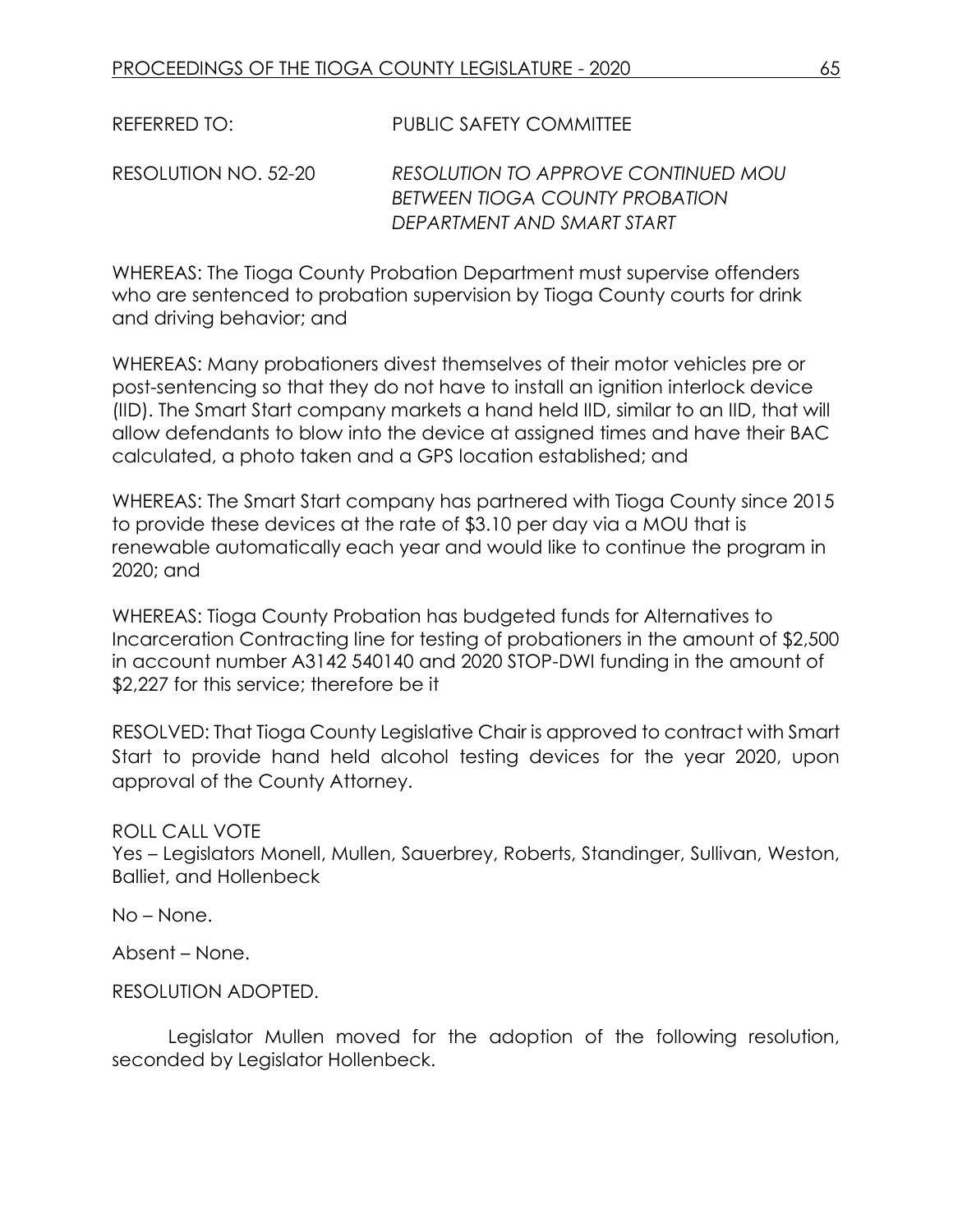REFERRED TO: PUBLIC SAFETY COMMITTEE

RESOLUTION NO. 52-20 *RESOLUTION TO APPROVE CONTINUED MOU BETWEEN TIOGA COUNTY PROBATION DEPARTMENT AND SMART START*

WHEREAS: The Tioga County Probation Department must supervise offenders who are sentenced to probation supervision by Tioga County courts for drink and driving behavior; and

WHEREAS: Many probationers divest themselves of their motor vehicles pre or post-sentencing so that they do not have to install an ignition interlock device (IID). The Smart Start company markets a hand held IID, similar to an IID, that will allow defendants to blow into the device at assigned times and have their BAC calculated, a photo taken and a GPS location established; and

WHEREAS: The Smart Start company has partnered with Tioga County since 2015 to provide these devices at the rate of $3.10 per day via a MOU that is renewable automatically each year and would like to continue the program in 2020; and

WHEREAS: Tioga County Probation has budgeted funds for Alternatives to Incarceration Contracting line for testing of probationers in the amount of $2,500 in account number A3142 540140 and 2020 STOP-DWI funding in the amount of $2,227 for this service; therefore be it

RESOLVED: That Tioga County Legislative Chair is approved to contract with Smart Start to provide hand held alcohol testing devices for the year 2020, upon approval of the County Attorney.

ROLL CALL VOTE

Yes – Legislators Monell, Mullen, Sauerbrey, Roberts, Standinger, Sullivan, Weston, Balliet, and Hollenbeck

No – None.

Absent – None.

RESOLUTION ADOPTED.

Legislator Mullen moved for the adoption of the following resolution, seconded by Legislator Hollenbeck.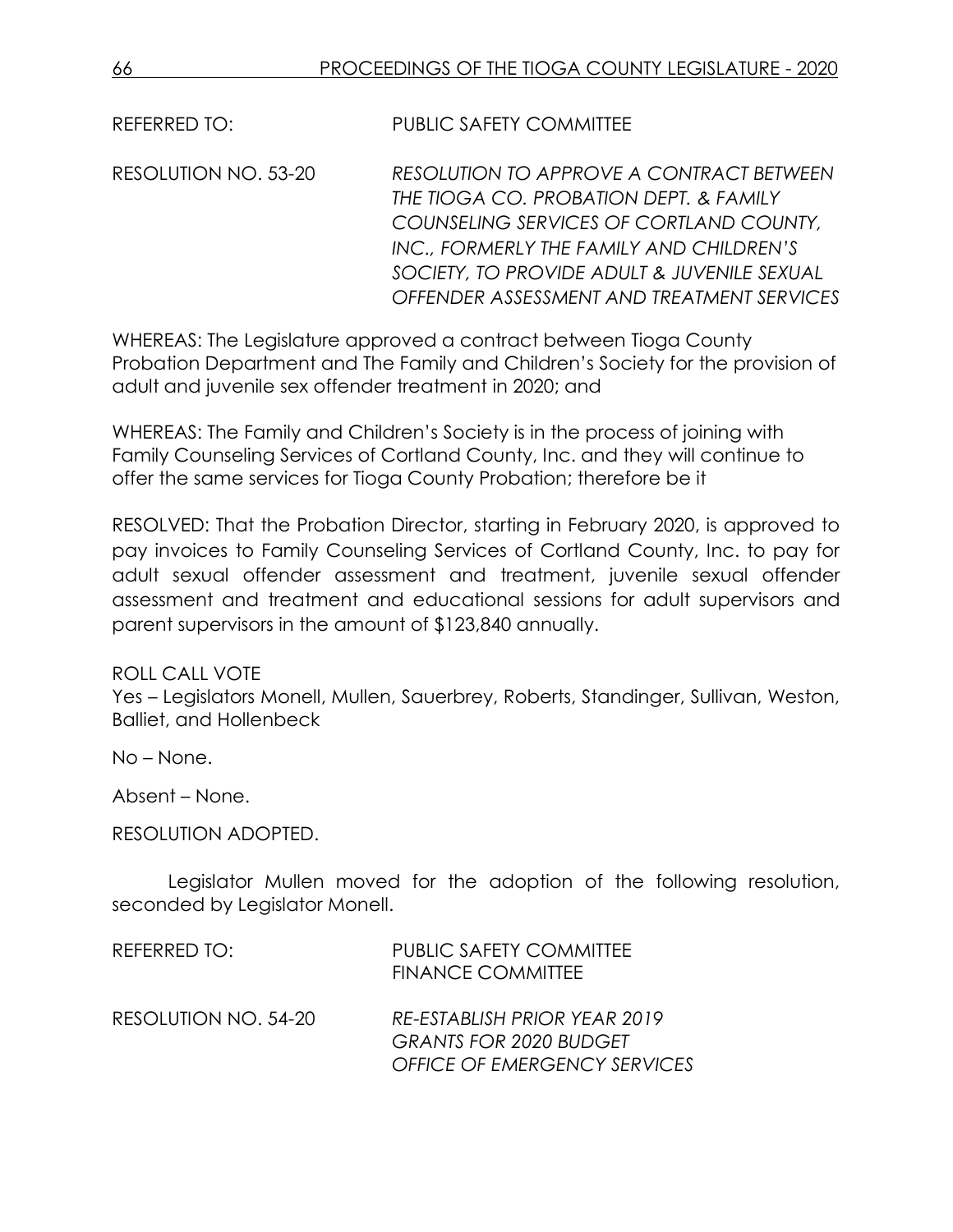REFERRED TO: PUBLIC SAFETY COMMITTEE

RESOLUTION NO. 53-20 *RESOLUTION TO APPROVE A CONTRACT BETWEEN THE TIOGA CO. PROBATION DEPT. & FAMILY COUNSELING SERVICES OF CORTLAND COUNTY, INC., FORMERLY THE FAMILY AND CHILDREN'S SOCIETY, TO PROVIDE ADULT & JUVENILE SEXUAL OFFENDER ASSESSMENT AND TREATMENT SERVICES*

WHEREAS: The Legislature approved a contract between Tioga County Probation Department and The Family and Children's Society for the provision of adult and juvenile sex offender treatment in 2020; and

WHEREAS: The Family and Children's Society is in the process of joining with Family Counseling Services of Cortland County, Inc. and they will continue to offer the same services for Tioga County Probation; therefore be it

RESOLVED: That the Probation Director, starting in February 2020, is approved to pay invoices to Family Counseling Services of Cortland County, Inc. to pay for adult sexual offender assessment and treatment, juvenile sexual offender assessment and treatment and educational sessions for adult supervisors and parent supervisors in the amount of $123,840 annually.

ROLL CALL VOTE
Yes – Legislators Monell, Mullen, Sauerbrey, Roberts, Standinger, Sullivan, Weston, Balliet, and Hollenbeck

No – None.

Absent – None.

RESOLUTION ADOPTED.

Legislator Mullen moved for the adoption of the following resolution, seconded by Legislator Monell.

REFERRED TO: PUBLIC SAFETY COMMITTEE
FINANCE COMMITTEE

RESOLUTION NO. 54-20 *RE-ESTABLISH PRIOR YEAR 2019 GRANTS FOR 2020 BUDGET OFFICE OF EMERGENCY SERVICES*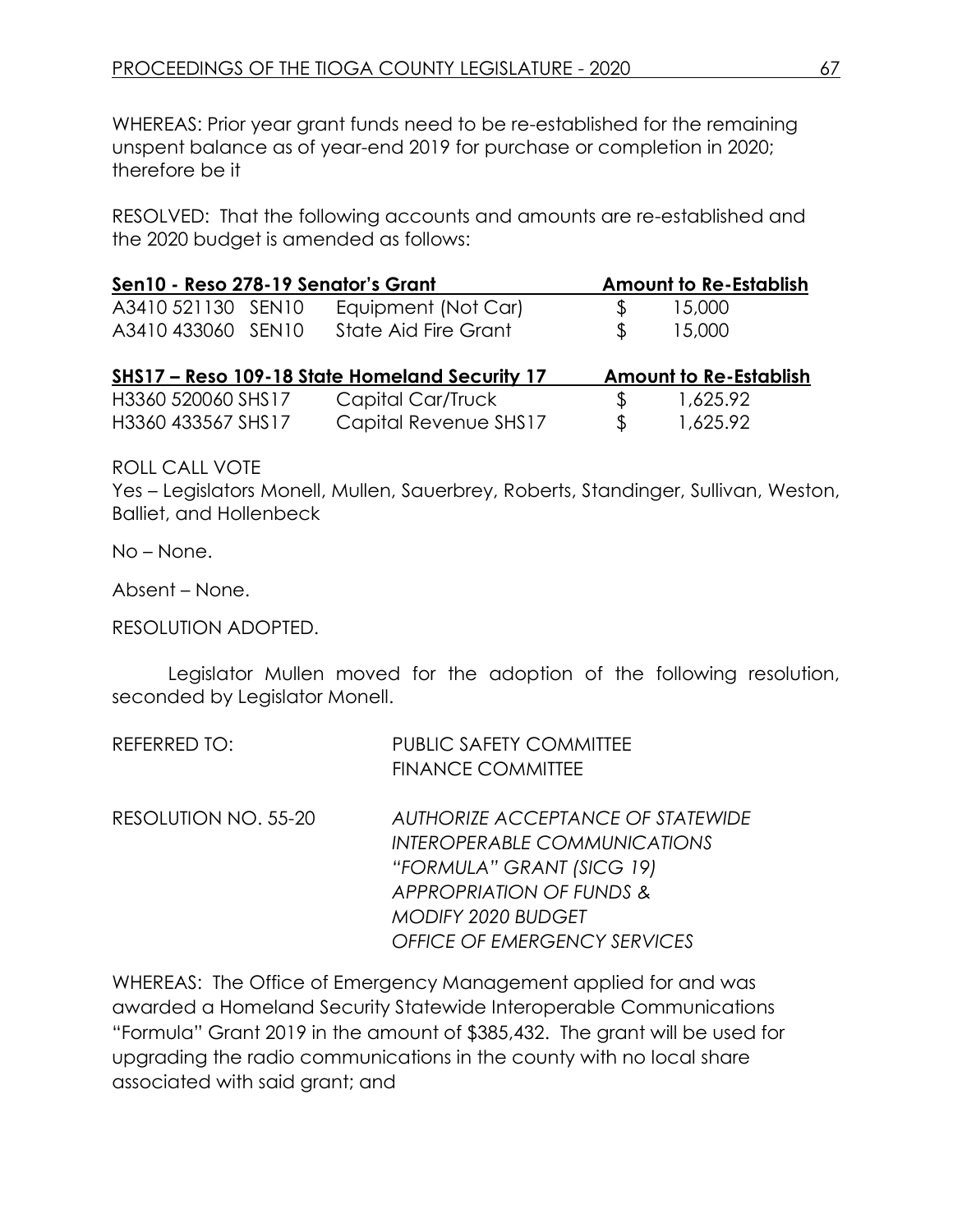WHEREAS: Prior year grant funds need to be re-established for the remaining unspent balance as of year-end 2019 for purchase or completion in 2020; therefore be it

RESOLVED: That the following accounts and amounts are re-established and the 2020 budget is amended as follows:

| **Sen10 - Reso 278-19 Senator's Grant** | | **Amount to Re-Establish** |
|---|---|---|
| A3410 521130 SEN10 | Equipment (Not Car) | $ 15,000 |
| A3410 433060 SEN10 | State Aid Fire Grant | $ 15,000 |

| **SHS17 – Reso 109-18 State Homeland Security 17** | | **Amount to Re-Establish** |
|---|---|---|
| H3360 520060 SHS17 | Capital Car/Truck | $ 1,625.92 |
| H3360 433567 SHS17 | Capital Revenue SHS17 | $ 1,625.92 |

ROLL CALL VOTE
Yes – Legislators Monell, Mullen, Sauerbrey, Roberts, Standinger, Sullivan, Weston, Balliet, and Hollenbeck

No – None.

Absent – None.

RESOLUTION ADOPTED.

Legislator Mullen moved for the adoption of the following resolution, seconded by Legislator Monell.

REFERRED TO: PUBLIC SAFETY COMMITTEE
FINANCE COMMITTEE

RESOLUTION NO. 55-20 *AUTHORIZE ACCEPTANCE OF STATEWIDE INTEROPERABLE COMMUNICATIONS "FORMULA" GRANT (SICG 19) APPROPRIATION OF FUNDS & MODIFY 2020 BUDGET OFFICE OF EMERGENCY SERVICES*

WHEREAS: The Office of Emergency Management applied for and was awarded a Homeland Security Statewide Interoperable Communications "Formula" Grant 2019 in the amount of $385,432. The grant will be used for upgrading the radio communications in the county with no local share associated with said grant; and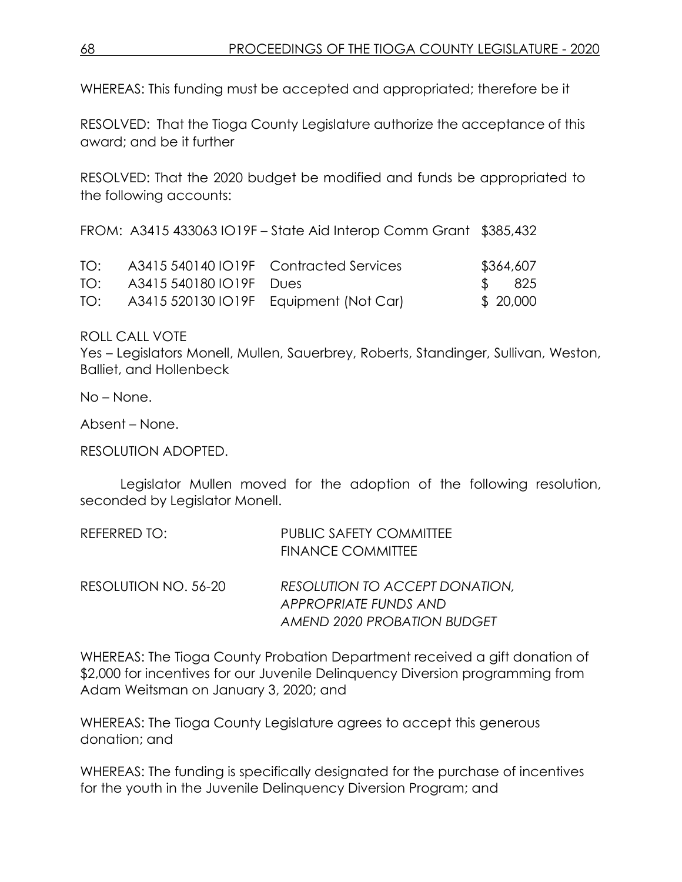WHEREAS: This funding must be accepted and appropriated; therefore be it

RESOLVED: That the Tioga County Legislature authorize the acceptance of this award; and be it further

RESOLVED: That the 2020 budget be modified and funds be appropriated to the following accounts:

FROM: A3415 433063 IO19F – State Aid Interop Comm Grant $385,432

| | | | |
|---|---|---|---|
| TO: | A3415 540140 IO19F | Contracted Services | $364,607 |
| TO: | A3415 540180 IO19F | Dues | $ 825 |
| TO: | A3415 520130 IO19F | Equipment (Not Car) | $ 20,000 |

ROLL CALL VOTE
Yes – Legislators Monell, Mullen, Sauerbrey, Roberts, Standinger, Sullivan, Weston, Balliet, and Hollenbeck

No – None.

Absent – None.

RESOLUTION ADOPTED.

Legislator Mullen moved for the adoption of the following resolution, seconded by Legislator Monell.

REFERRED TO: PUBLIC SAFETY COMMITTEE
FINANCE COMMITTEE

RESOLUTION NO. 56-20 *RESOLUTION TO ACCEPT DONATION, APPROPRIATE FUNDS AND AMEND 2020 PROBATION BUDGET*

WHEREAS: The Tioga County Probation Department received a gift donation of $2,000 for incentives for our Juvenile Delinquency Diversion programming from Adam Weitsman on January 3, 2020; and

WHEREAS: The Tioga County Legislature agrees to accept this generous donation; and

WHEREAS: The funding is specifically designated for the purchase of incentives for the youth in the Juvenile Delinquency Diversion Program; and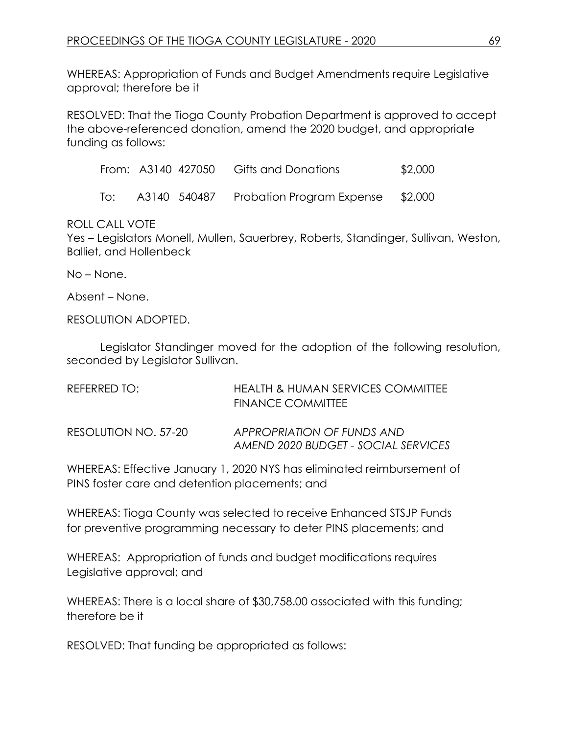WHEREAS: Appropriation of Funds and Budget Amendments require Legislative approval; therefore be it

RESOLVED: That the Tioga County Probation Department is approved to accept the above-referenced donation, amend the 2020 budget, and appropriate funding as follows:

| | | | | |
|---|---|---|---|---|
| From: | A3140 | 427050 | Gifts and Donations | $2,000 |
| To: | A3140 | 540487 | Probation Program Expense | $2,000 |

ROLL CALL VOTE
Yes – Legislators Monell, Mullen, Sauerbrey, Roberts, Standinger, Sullivan, Weston, Balliet, and Hollenbeck

No – None.

Absent – None.

RESOLUTION ADOPTED.

Legislator Standinger moved for the adoption of the following resolution, seconded by Legislator Sullivan.

REFERRED TO: HEALTH & HUMAN SERVICES COMMITTEE
FINANCE COMMITTEE

RESOLUTION NO. 57-20 *APPROPRIATION OF FUNDS AND AMEND 2020 BUDGET - SOCIAL SERVICES*

WHEREAS: Effective January 1, 2020 NYS has eliminated reimbursement of PINS foster care and detention placements; and

WHEREAS: Tioga County was selected to receive Enhanced STSJP Funds for preventive programming necessary to deter PINS placements; and

WHEREAS: Appropriation of funds and budget modifications requires Legislative approval; and

WHEREAS: There is a local share of $30,758.00 associated with this funding; therefore be it

RESOLVED: That funding be appropriated as follows: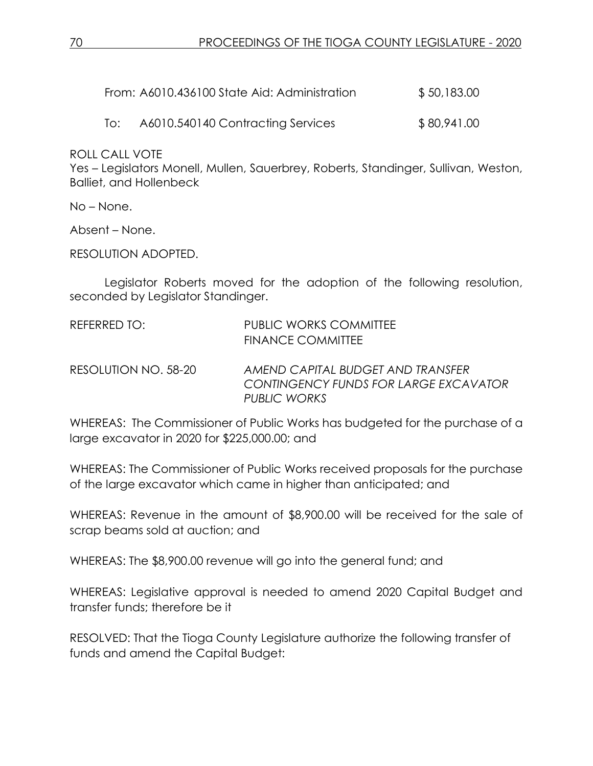From: A6010.436100 State Aid: Administration $ 50,183.00

To: A6010.540140 Contracting Services $ 80,941.00

ROLL CALL VOTE
Yes – Legislators Monell, Mullen, Sauerbrey, Roberts, Standinger, Sullivan, Weston, Balliet, and Hollenbeck

No – None.

Absent – None.

RESOLUTION ADOPTED.

Legislator Roberts moved for the adoption of the following resolution, seconded by Legislator Standinger.

REFERRED TO: PUBLIC WORKS COMMITTEE
FINANCE COMMITTEE

RESOLUTION NO. 58-20 *AMEND CAPITAL BUDGET AND TRANSFER CONTINGENCY FUNDS FOR LARGE EXCAVATOR PUBLIC WORKS*

WHEREAS: The Commissioner of Public Works has budgeted for the purchase of a large excavator in 2020 for $225,000.00; and

WHEREAS: The Commissioner of Public Works received proposals for the purchase of the large excavator which came in higher than anticipated; and

WHEREAS: Revenue in the amount of $8,900.00 will be received for the sale of scrap beams sold at auction; and

WHEREAS: The $8,900.00 revenue will go into the general fund; and

WHEREAS: Legislative approval is needed to amend 2020 Capital Budget and transfer funds; therefore be it

RESOLVED: That the Tioga County Legislature authorize the following transfer of funds and amend the Capital Budget: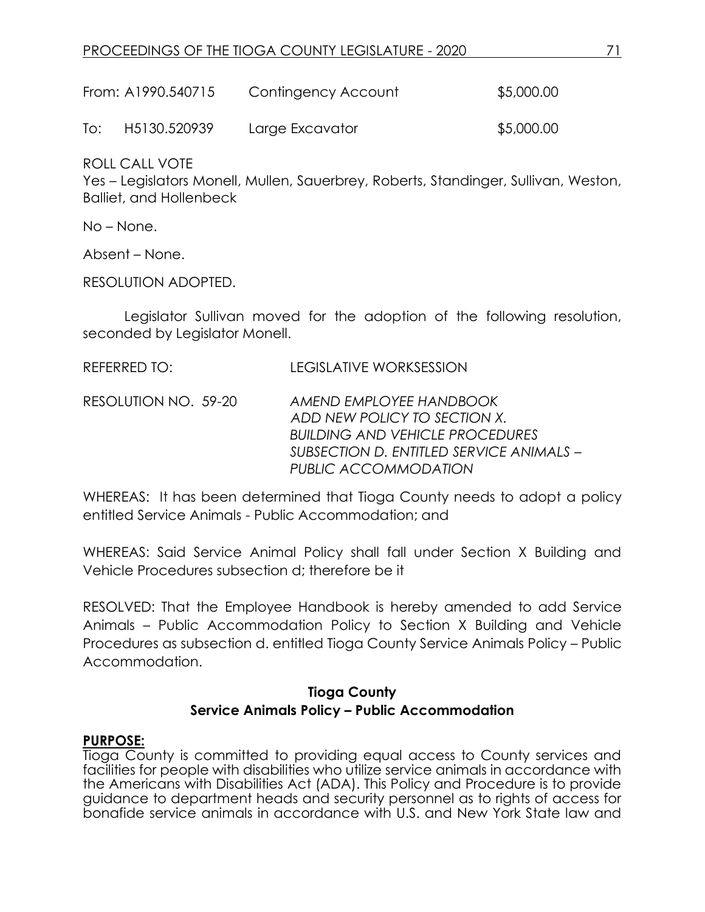| | | | |
|---|---|---|---|
| From: | A1990.540715 | Contingency Account | $5,000.00 |
| To: | H5130.520939 | Large Excavator | $5,000.00 |

ROLL CALL VOTE
Yes – Legislators Monell, Mullen, Sauerbrey, Roberts, Standinger, Sullivan, Weston, Balliet, and Hollenbeck

No – None.

Absent – None.

RESOLUTION ADOPTED.

Legislator Sullivan moved for the adoption of the following resolution, seconded by Legislator Monell.

REFERRED TO: LEGISLATIVE WORKSESSION

RESOLUTION NO. 59-20 *AMEND EMPLOYEE HANDBOOK ADD NEW POLICY TO SECTION X. BUILDING AND VEHICLE PROCEDURES SUBSECTION D. ENTITLED SERVICE ANIMALS – PUBLIC ACCOMMODATION*

WHEREAS: It has been determined that Tioga County needs to adopt a policy entitled Service Animals - Public Accommodation; and

WHEREAS: Said Service Animal Policy shall fall under Section X Building and Vehicle Procedures subsection d; therefore be it

RESOLVED: That the Employee Handbook is hereby amended to add Service Animals – Public Accommodation Policy to Section X Building and Vehicle Procedures as subsection d. entitled Tioga County Service Animals Policy – Public Accommodation.

**Tioga County**
**Service Animals Policy – Public Accommodation**

**PURPOSE:**
Tioga County is committed to providing equal access to County services and facilities for people with disabilities who utilize service animals in accordance with the Americans with Disabilities Act (ADA). This Policy and Procedure is to provide guidance to department heads and security personnel as to rights of access for bonafide service animals in accordance with U.S. and New York State law and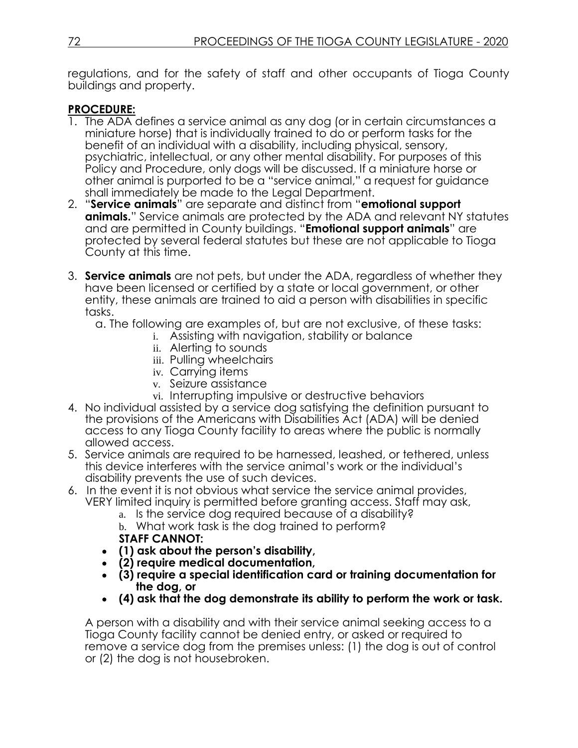regulations, and for the safety of staff and other occupants of Tioga County buildings and property.

**PROCEDURE:**

1. The ADA defines a service animal as any dog (or in certain circumstances a miniature horse) that is individually trained to do or perform tasks for the benefit of an individual with a disability, including physical, sensory, psychiatric, intellectual, or any other mental disability. For purposes of this Policy and Procedure, only dogs will be discussed. If a miniature horse or other animal is purported to be a "service animal," a request for guidance shall immediately be made to the Legal Department.
2. "**Service animals**" are separate and distinct from "**emotional support animals.**" Service animals are protected by the ADA and relevant NY statutes and are permitted in County buildings. "**Emotional support animals**" are protected by several federal statutes but these are not applicable to Tioga County at this time.
3. **Service animals** are not pets, but under the ADA, regardless of whether they have been licensed or certified by a state or local government, or other entity, these animals are trained to aid a person with disabilities in specific tasks.
   a. The following are examples of, but are not exclusive, of these tasks:
      i. Assisting with navigation, stability or balance
      ii. Alerting to sounds
      iii. Pulling wheelchairs
      iv. Carrying items
      v. Seizure assistance
      vi. Interrupting impulsive or destructive behaviors
4. No individual assisted by a service dog satisfying the definition pursuant to the provisions of the Americans with Disabilities Act (ADA) will be denied access to any Tioga County facility to areas where the public is normally allowed access.
5. Service animals are required to be harnessed, leashed, or tethered, unless this device interferes with the service animal's work or the individual's disability prevents the use of such devices.
6. In the event it is not obvious what service the service animal provides, VERY limited inquiry is permitted before granting access. Staff may ask,
   a. Is the service dog required because of a disability?
   b. What work task is the dog trained to perform?

   **STAFF CANNOT:**

   - **(1) ask about the person's disability,**
   - **(2) require medical documentation,**
   - **(3) require a special identification card or training documentation for the dog, or**
   - **(4) ask that the dog demonstrate its ability to perform the work or task.**

   A person with a disability and with their service animal seeking access to a Tioga County facility cannot be denied entry, or asked or required to remove a service dog from the premises unless: (1) the dog is out of control or (2) the dog is not housebroken.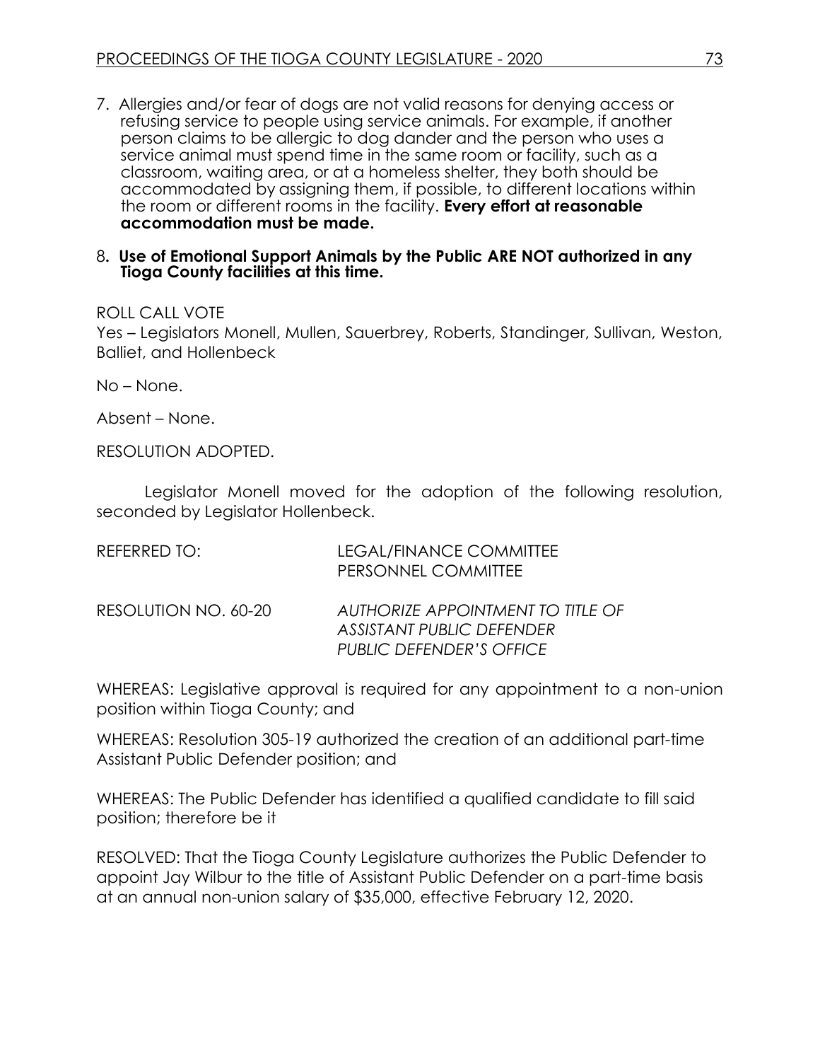7. Allergies and/or fear of dogs are not valid reasons for denying access or refusing service to people using service animals. For example, if another person claims to be allergic to dog dander and the person who uses a service animal must spend time in the same room or facility, such as a classroom, waiting area, or at a homeless shelter, they both should be accommodated by assigning them, if possible, to different locations within the room or different rooms in the facility. **Every effort at reasonable accommodation must be made.**

8. **Use of Emotional Support Animals by the Public ARE NOT authorized in any Tioga County facilities at this time.**

ROLL CALL VOTE
Yes – Legislators Monell, Mullen, Sauerbrey, Roberts, Standinger, Sullivan, Weston, Balliet, and Hollenbeck

No – None.

Absent – None.

RESOLUTION ADOPTED.

Legislator Monell moved for the adoption of the following resolution, seconded by Legislator Hollenbeck.

REFERRED TO: LEGAL/FINANCE COMMITTEE
PERSONNEL COMMITTEE

RESOLUTION NO. 60-20 *AUTHORIZE APPOINTMENT TO TITLE OF ASSISTANT PUBLIC DEFENDER PUBLIC DEFENDER'S OFFICE*

WHEREAS: Legislative approval is required for any appointment to a non-union position within Tioga County; and

WHEREAS: Resolution 305-19 authorized the creation of an additional part-time Assistant Public Defender position; and

WHEREAS: The Public Defender has identified a qualified candidate to fill said position; therefore be it

RESOLVED: That the Tioga County Legislature authorizes the Public Defender to appoint Jay Wilbur to the title of Assistant Public Defender on a part-time basis at an annual non-union salary of $35,000, effective February 12, 2020.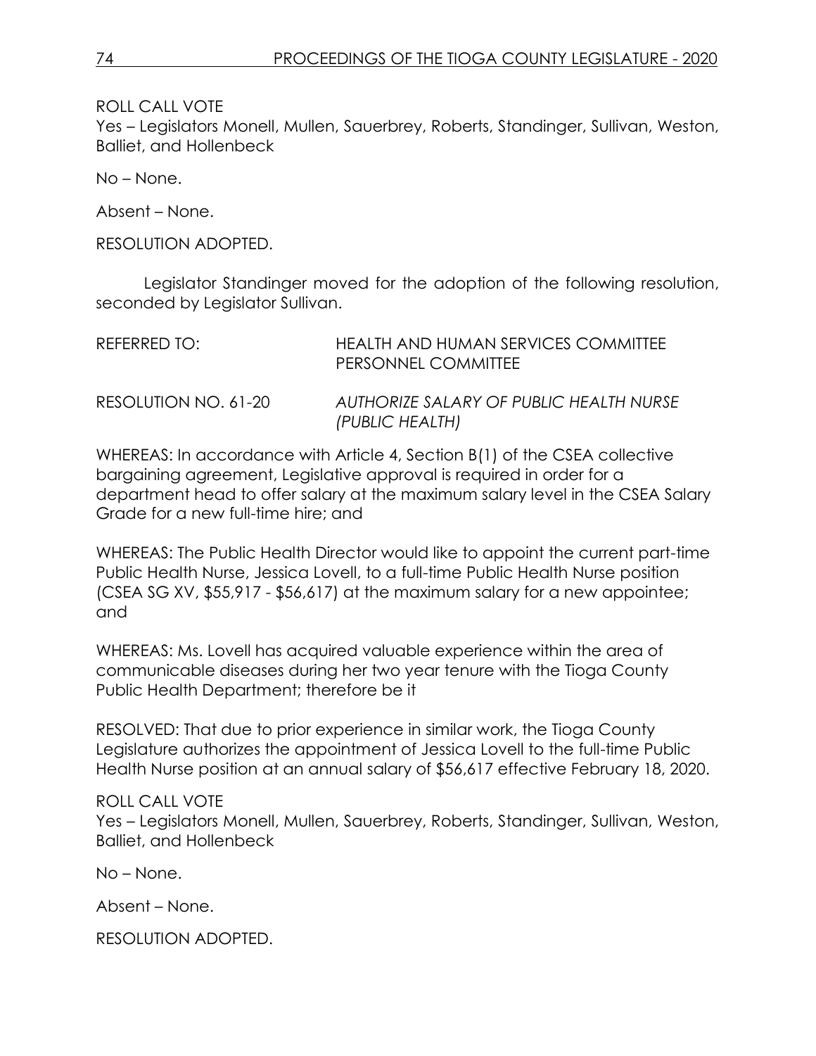ROLL CALL VOTE
Yes – Legislators Monell, Mullen, Sauerbrey, Roberts, Standinger, Sullivan, Weston, Balliet, and Hollenbeck

No – None.

Absent – None.

RESOLUTION ADOPTED.

Legislator Standinger moved for the adoption of the following resolution, seconded by Legislator Sullivan.

REFERRED TO: HEALTH AND HUMAN SERVICES COMMITTEE
PERSONNEL COMMITTEE

RESOLUTION NO. 61-20 *AUTHORIZE SALARY OF PUBLIC HEALTH NURSE (PUBLIC HEALTH)*

WHEREAS: In accordance with Article 4, Section B(1) of the CSEA collective bargaining agreement, Legislative approval is required in order for a department head to offer salary at the maximum salary level in the CSEA Salary Grade for a new full-time hire; and

WHEREAS: The Public Health Director would like to appoint the current part-time Public Health Nurse, Jessica Lovell, to a full-time Public Health Nurse position (CSEA SG XV, $55,917 - $56,617) at the maximum salary for a new appointee; and

WHEREAS: Ms. Lovell has acquired valuable experience within the area of communicable diseases during her two year tenure with the Tioga County Public Health Department; therefore be it

RESOLVED: That due to prior experience in similar work, the Tioga County Legislature authorizes the appointment of Jessica Lovell to the full-time Public Health Nurse position at an annual salary of $56,617 effective February 18, 2020.

ROLL CALL VOTE
Yes – Legislators Monell, Mullen, Sauerbrey, Roberts, Standinger, Sullivan, Weston, Balliet, and Hollenbeck

No – None.

Absent – None.

RESOLUTION ADOPTED.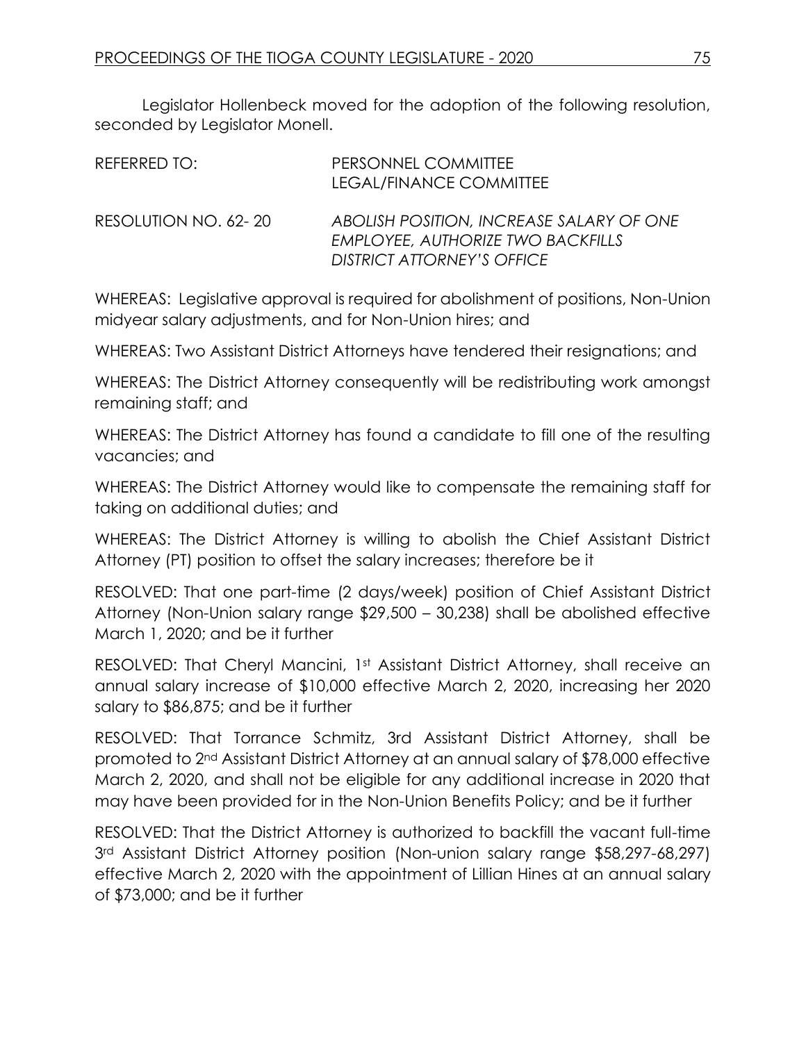Legislator Hollenbeck moved for the adoption of the following resolution, seconded by Legislator Monell.

| REFERRED TO: | PERSONNEL COMMITTEE<br>LEGAL/FINANCE COMMITTEE |
|---|---|
| RESOLUTION NO. 62- 20 | *ABOLISH POSITION, INCREASE SALARY OF ONE EMPLOYEE, AUTHORIZE TWO BACKFILLS DISTRICT ATTORNEY'S OFFICE* |

WHEREAS: Legislative approval is required for abolishment of positions, Non-Union midyear salary adjustments, and for Non-Union hires; and

WHEREAS: Two Assistant District Attorneys have tendered their resignations; and

WHEREAS: The District Attorney consequently will be redistributing work amongst remaining staff; and

WHEREAS: The District Attorney has found a candidate to fill one of the resulting vacancies; and

WHEREAS: The District Attorney would like to compensate the remaining staff for taking on additional duties; and

WHEREAS: The District Attorney is willing to abolish the Chief Assistant District Attorney (PT) position to offset the salary increases; therefore be it

RESOLVED: That one part-time (2 days/week) position of Chief Assistant District Attorney (Non-Union salary range $29,500 – 30,238) shall be abolished effective March 1, 2020; and be it further

RESOLVED: That Cheryl Mancini, 1st Assistant District Attorney, shall receive an annual salary increase of $10,000 effective March 2, 2020, increasing her 2020 salary to $86,875; and be it further

RESOLVED: That Torrance Schmitz, 3rd Assistant District Attorney, shall be promoted to 2nd Assistant District Attorney at an annual salary of $78,000 effective March 2, 2020, and shall not be eligible for any additional increase in 2020 that may have been provided for in the Non-Union Benefits Policy; and be it further

RESOLVED: That the District Attorney is authorized to backfill the vacant full-time 3rd Assistant District Attorney position (Non-union salary range $58,297-68,297) effective March 2, 2020 with the appointment of Lillian Hines at an annual salary of $73,000; and be it further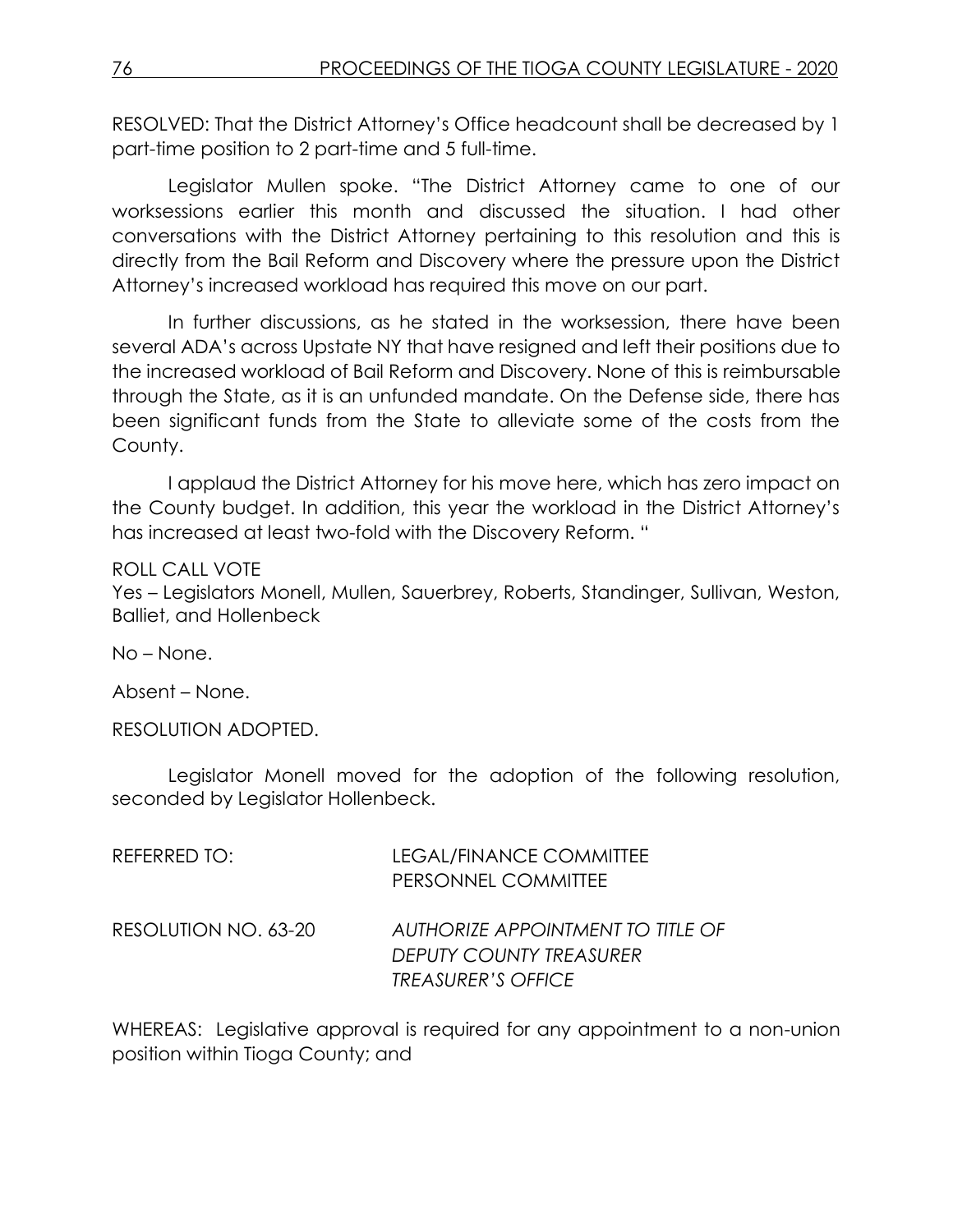RESOLVED: That the District Attorney's Office headcount shall be decreased by 1 part-time position to 2 part-time and 5 full-time.

Legislator Mullen spoke. "The District Attorney came to one of our worksessions earlier this month and discussed the situation. I had other conversations with the District Attorney pertaining to this resolution and this is directly from the Bail Reform and Discovery where the pressure upon the District Attorney's increased workload has required this move on our part.

In further discussions, as he stated in the worksession, there have been several ADA's across Upstate NY that have resigned and left their positions due to the increased workload of Bail Reform and Discovery. None of this is reimbursable through the State, as it is an unfunded mandate. On the Defense side, there has been significant funds from the State to alleviate some of the costs from the County.

I applaud the District Attorney for his move here, which has zero impact on the County budget. In addition, this year the workload in the District Attorney's has increased at least two-fold with the Discovery Reform. "

ROLL CALL VOTE
Yes – Legislators Monell, Mullen, Sauerbrey, Roberts, Standinger, Sullivan, Weston, Balliet, and Hollenbeck

No – None.

Absent – None.

RESOLUTION ADOPTED.

Legislator Monell moved for the adoption of the following resolution, seconded by Legislator Hollenbeck.

REFERRED TO: LEGAL/FINANCE COMMITTEE
PERSONNEL COMMITTEE

RESOLUTION NO. 63-20 *AUTHORIZE APPOINTMENT TO TITLE OF DEPUTY COUNTY TREASURER TREASURER'S OFFICE*

WHEREAS: Legislative approval is required for any appointment to a non-union position within Tioga County; and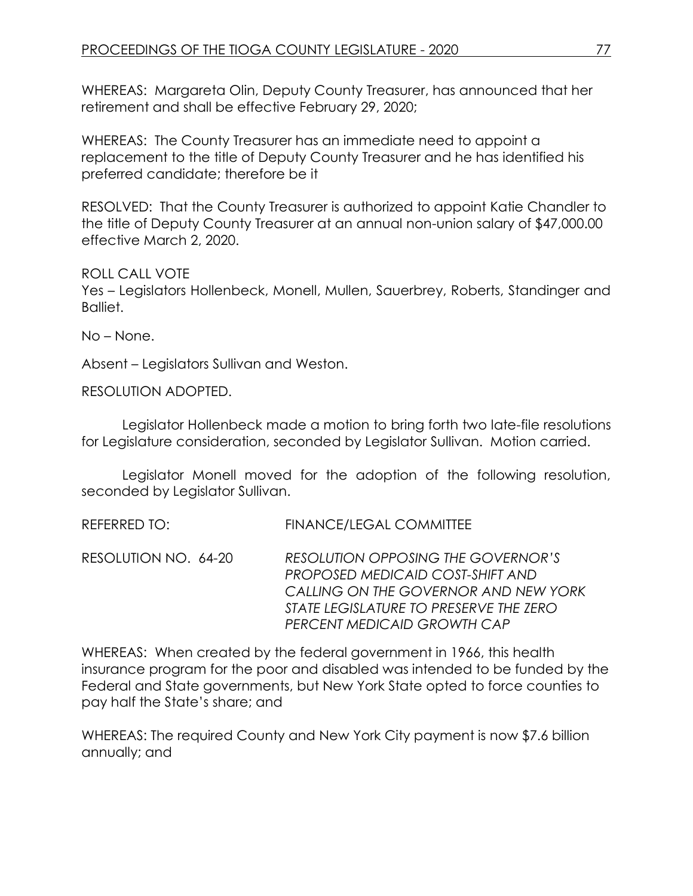WHEREAS: Margareta Olin, Deputy County Treasurer, has announced that her retirement and shall be effective February 29, 2020;

WHEREAS: The County Treasurer has an immediate need to appoint a replacement to the title of Deputy County Treasurer and he has identified his preferred candidate; therefore be it

RESOLVED: That the County Treasurer is authorized to appoint Katie Chandler to the title of Deputy County Treasurer at an annual non-union salary of $47,000.00 effective March 2, 2020.

ROLL CALL VOTE
Yes – Legislators Hollenbeck, Monell, Mullen, Sauerbrey, Roberts, Standinger and Balliet.

No – None.

Absent – Legislators Sullivan and Weston.

RESOLUTION ADOPTED.

Legislator Hollenbeck made a motion to bring forth two late-file resolutions for Legislature consideration, seconded by Legislator Sullivan. Motion carried.

Legislator Monell moved for the adoption of the following resolution, seconded by Legislator Sullivan.

REFERRED TO: FINANCE/LEGAL COMMITTEE

RESOLUTION NO. 64-20 *RESOLUTION OPPOSING THE GOVERNOR'S PROPOSED MEDICAID COST-SHIFT AND CALLING ON THE GOVERNOR AND NEW YORK STATE LEGISLATURE TO PRESERVE THE ZERO PERCENT MEDICAID GROWTH CAP*

WHEREAS: When created by the federal government in 1966, this health insurance program for the poor and disabled was intended to be funded by the Federal and State governments, but New York State opted to force counties to pay half the State's share; and

WHEREAS: The required County and New York City payment is now $7.6 billion annually; and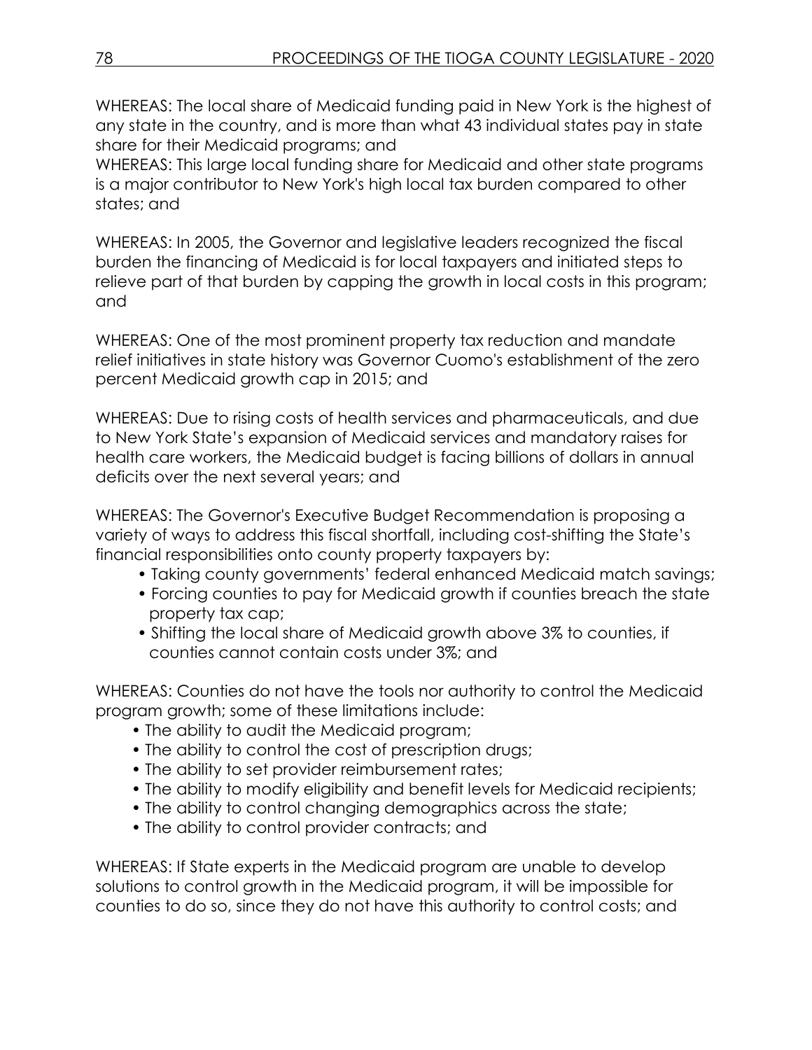WHEREAS: The local share of Medicaid funding paid in New York is the highest of any state in the country, and is more than what 43 individual states pay in state share for their Medicaid programs; and
WHEREAS: This large local funding share for Medicaid and other state programs is a major contributor to New York's high local tax burden compared to other states; and

WHEREAS: In 2005, the Governor and legislative leaders recognized the fiscal burden the financing of Medicaid is for local taxpayers and initiated steps to relieve part of that burden by capping the growth in local costs in this program; and

WHEREAS: One of the most prominent property tax reduction and mandate relief initiatives in state history was Governor Cuomo's establishment of the zero percent Medicaid growth cap in 2015; and

WHEREAS: Due to rising costs of health services and pharmaceuticals, and due to New York State's expansion of Medicaid services and mandatory raises for health care workers, the Medicaid budget is facing billions of dollars in annual deficits over the next several years; and

WHEREAS: The Governor's Executive Budget Recommendation is proposing a variety of ways to address this fiscal shortfall, including cost-shifting the State's financial responsibilities onto county property taxpayers by:

- Taking county governments' federal enhanced Medicaid match savings;
- Forcing counties to pay for Medicaid growth if counties breach the state property tax cap;
- Shifting the local share of Medicaid growth above 3% to counties, if counties cannot contain costs under 3%; and

WHEREAS: Counties do not have the tools nor authority to control the Medicaid program growth; some of these limitations include:

- The ability to audit the Medicaid program;
- The ability to control the cost of prescription drugs;
- The ability to set provider reimbursement rates;
- The ability to modify eligibility and benefit levels for Medicaid recipients;
- The ability to control changing demographics across the state;
- The ability to control provider contracts; and

WHEREAS: If State experts in the Medicaid program are unable to develop solutions to control growth in the Medicaid program, it will be impossible for counties to do so, since they do not have this authority to control costs; and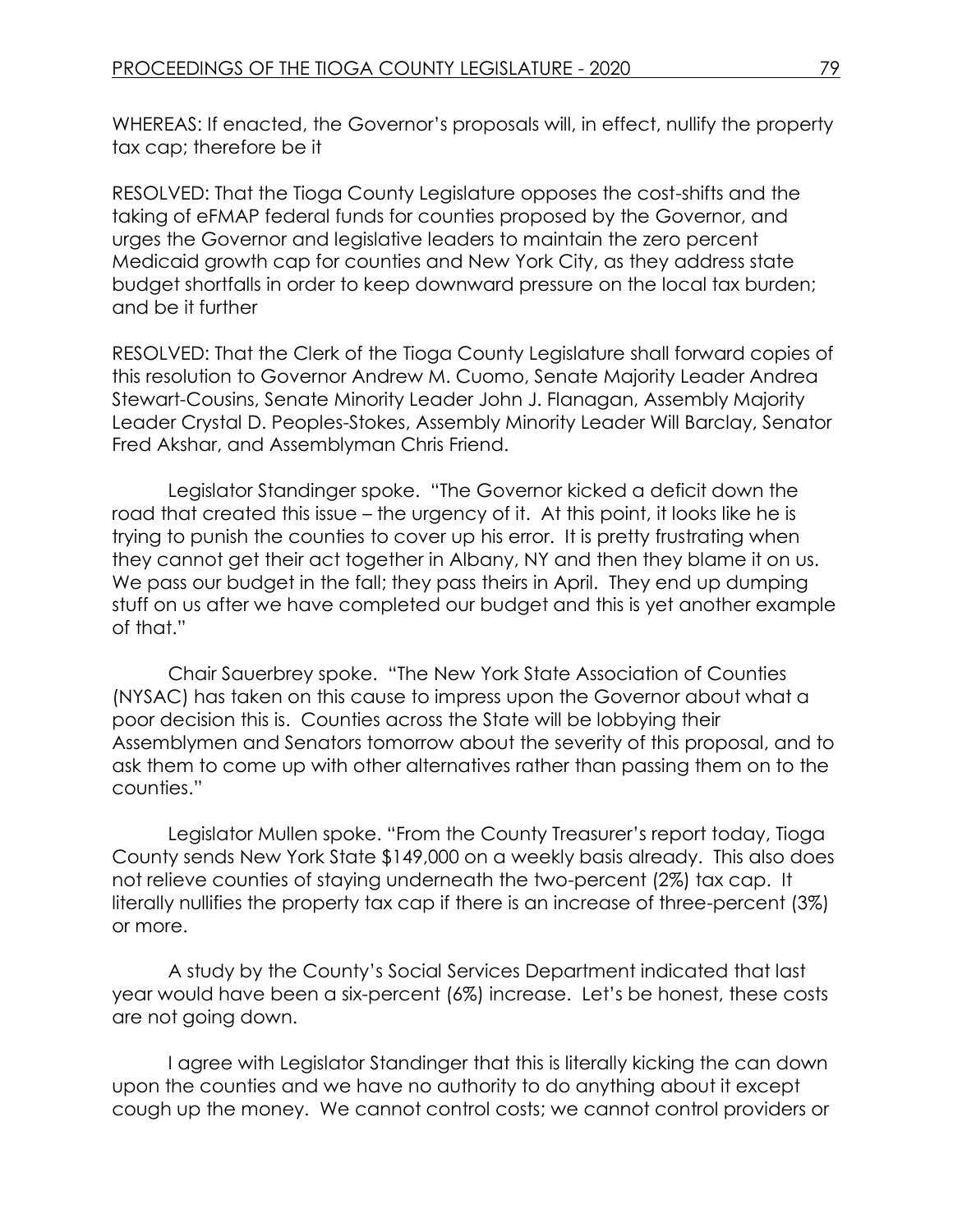WHEREAS: If enacted, the Governor's proposals will, in effect, nullify the property tax cap; therefore be it

RESOLVED: That the Tioga County Legislature opposes the cost-shifts and the taking of eFMAP federal funds for counties proposed by the Governor, and urges the Governor and legislative leaders to maintain the zero percent Medicaid growth cap for counties and New York City, as they address state budget shortfalls in order to keep downward pressure on the local tax burden; and be it further

RESOLVED: That the Clerk of the Tioga County Legislature shall forward copies of this resolution to Governor Andrew M. Cuomo, Senate Majority Leader Andrea Stewart-Cousins, Senate Minority Leader John J. Flanagan, Assembly Majority Leader Crystal D. Peoples-Stokes, Assembly Minority Leader Will Barclay, Senator Fred Akshar, and Assemblyman Chris Friend.

Legislator Standinger spoke. "The Governor kicked a deficit down the road that created this issue – the urgency of it. At this point, it looks like he is trying to punish the counties to cover up his error. It is pretty frustrating when they cannot get their act together in Albany, NY and then they blame it on us. We pass our budget in the fall; they pass theirs in April. They end up dumping stuff on us after we have completed our budget and this is yet another example of that."

Chair Sauerbrey spoke. "The New York State Association of Counties (NYSAC) has taken on this cause to impress upon the Governor about what a poor decision this is. Counties across the State will be lobbying their Assemblymen and Senators tomorrow about the severity of this proposal, and to ask them to come up with other alternatives rather than passing them on to the counties."

Legislator Mullen spoke. "From the County Treasurer's report today, Tioga County sends New York State $149,000 on a weekly basis already. This also does not relieve counties of staying underneath the two-percent (2%) tax cap. It literally nullifies the property tax cap if there is an increase of three-percent (3%) or more.

A study by the County's Social Services Department indicated that last year would have been a six-percent (6%) increase. Let's be honest, these costs are not going down.

I agree with Legislator Standinger that this is literally kicking the can down upon the counties and we have no authority to do anything about it except cough up the money. We cannot control costs; we cannot control providers or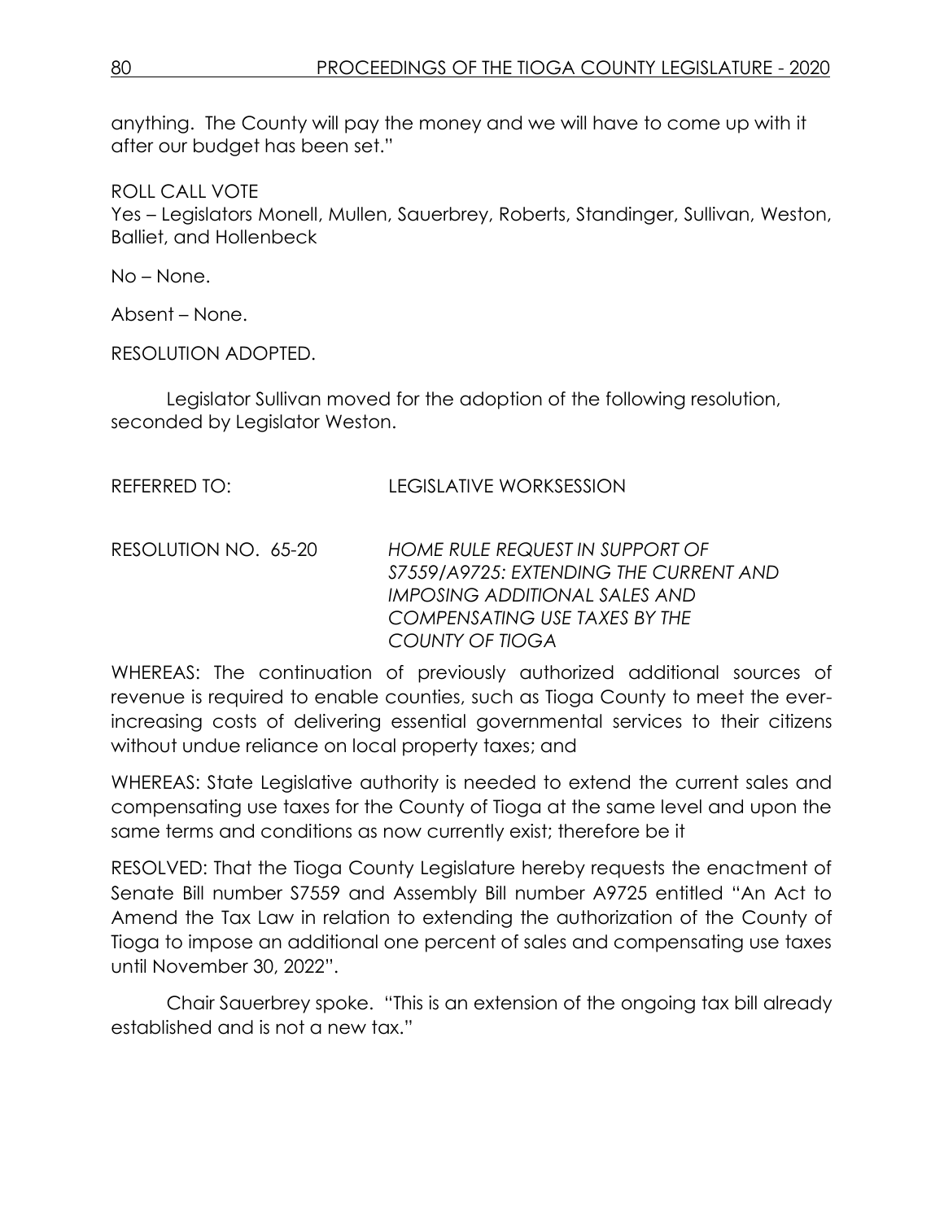anything. The County will pay the money and we will have to come up with it after our budget has been set."

ROLL CALL VOTE
Yes – Legislators Monell, Mullen, Sauerbrey, Roberts, Standinger, Sullivan, Weston, Balliet, and Hollenbeck

No – None.

Absent – None.

RESOLUTION ADOPTED.

Legislator Sullivan moved for the adoption of the following resolution, seconded by Legislator Weston.

REFERRED TO: LEGISLATIVE WORKSESSION

RESOLUTION NO. 65-20 *HOME RULE REQUEST IN SUPPORT OF S7559/A9725: EXTENDING THE CURRENT AND IMPOSING ADDITIONAL SALES AND COMPENSATING USE TAXES BY THE COUNTY OF TIOGA*

WHEREAS: The continuation of previously authorized additional sources of revenue is required to enable counties, such as Tioga County to meet the ever-increasing costs of delivering essential governmental services to their citizens without undue reliance on local property taxes; and

WHEREAS: State Legislative authority is needed to extend the current sales and compensating use taxes for the County of Tioga at the same level and upon the same terms and conditions as now currently exist; therefore be it

RESOLVED: That the Tioga County Legislature hereby requests the enactment of Senate Bill number S7559 and Assembly Bill number A9725 entitled "An Act to Amend the Tax Law in relation to extending the authorization of the County of Tioga to impose an additional one percent of sales and compensating use taxes until November 30, 2022".

Chair Sauerbrey spoke. "This is an extension of the ongoing tax bill already established and is not a new tax."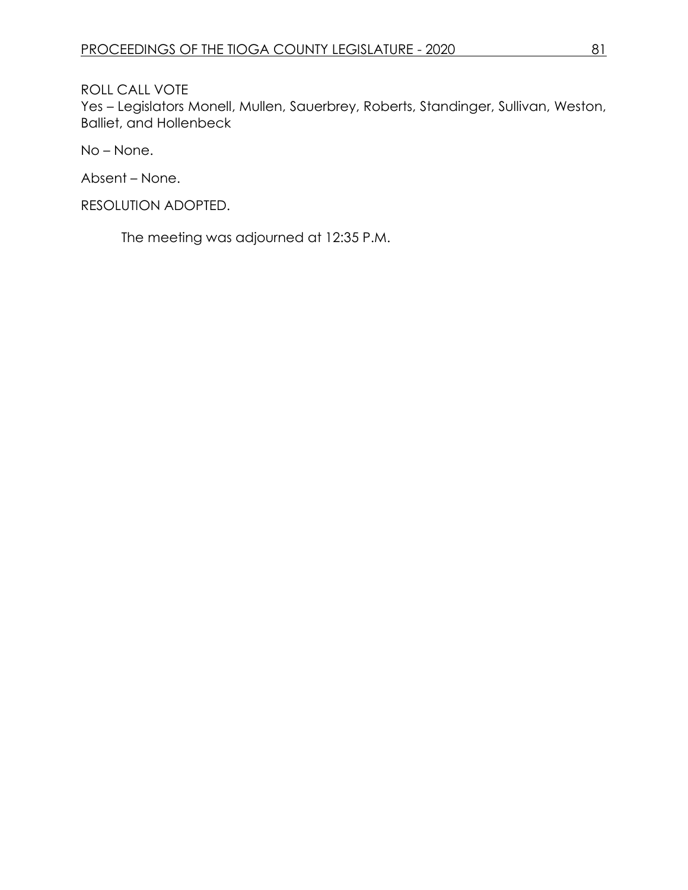ROLL CALL VOTE
Yes – Legislators Monell, Mullen, Sauerbrey, Roberts, Standinger, Sullivan, Weston, Balliet, and Hollenbeck

No – None.

Absent – None.

RESOLUTION ADOPTED.

The meeting was adjourned at 12:35 P.M.